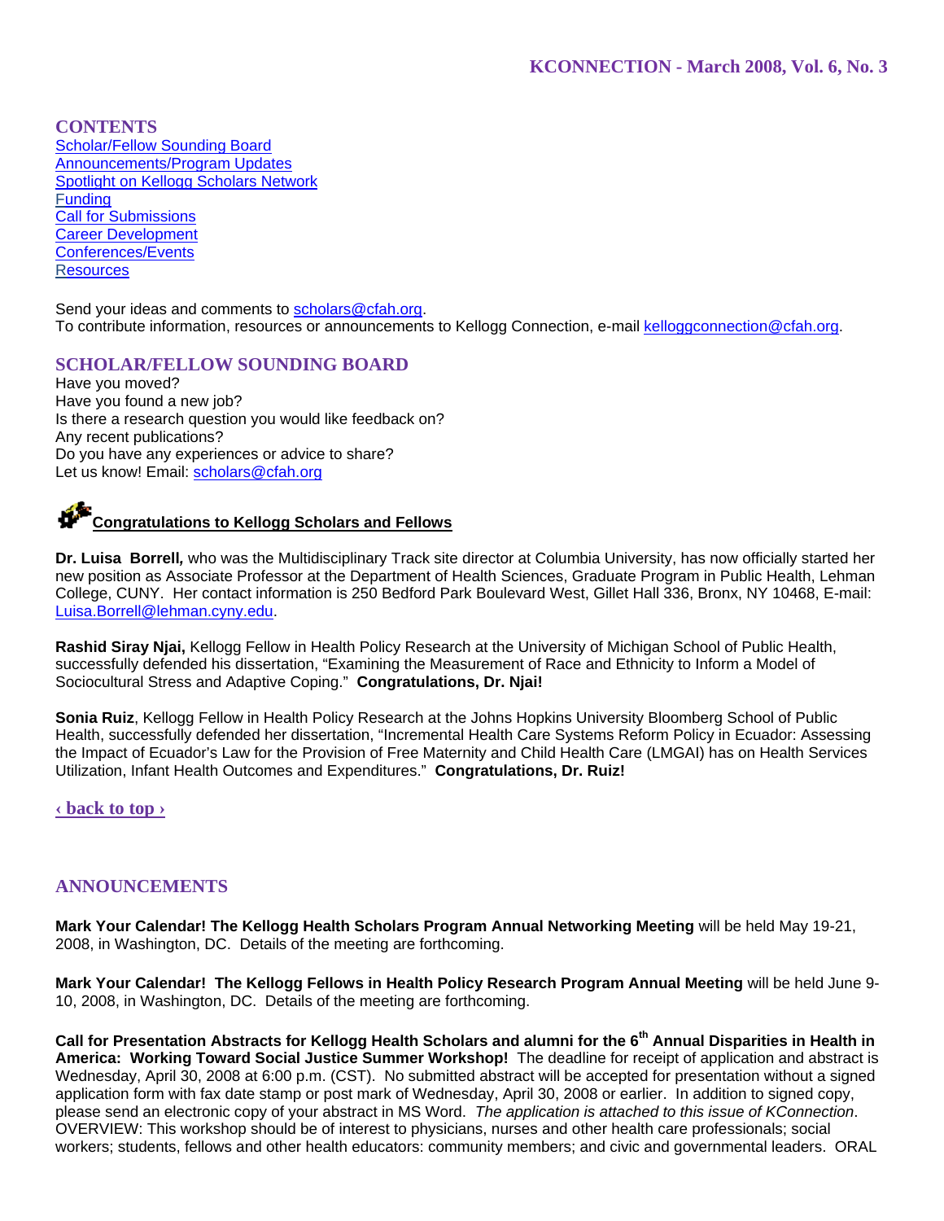KCONNECTION - March 2008, Vol. 6, No. 3

## CONTENTS

[Scholar/Fellow Sounding Board](#)
[Announcements/Program Updates](#)
[Spotlight on Kellogg Scholars Network](#)
[Funding](#)
[Call for Submissions](#)
[Career Development](#)
[Conferences/Events](#)
[Resources](#)

Send your ideas and comments to scholars@cfah.org.
To contribute information, resources or announcements to Kellogg Connection, e-mail kelloggconnection@cfah.org.

## SCHOLAR/FELLOW SOUNDING BOARD

Have you moved?
Have you found a new job?
Is there a research question you would like feedback on?
Any recent publications?
Do you have any experiences or advice to share?
Let us know! Email: scholars@cfah.org

### Congratulations to Kellogg Scholars and Fellows

**Dr. Luisa Borrell,** who was the Multidisciplinary Track site director at Columbia University, has now officially started her new position as Associate Professor at the Department of Health Sciences, Graduate Program in Public Health, Lehman College, CUNY. Her contact information is 250 Bedford Park Boulevard West, Gillet Hall 336, Bronx, NY 10468, E-mail: Luisa.Borrell@lehman.cyny.edu.

**Rashid Siray Njai,** Kellogg Fellow in Health Policy Research at the University of Michigan School of Public Health, successfully defended his dissertation, "Examining the Measurement of Race and Ethnicity to Inform a Model of Sociocultural Stress and Adaptive Coping." **Congratulations, Dr. Njai!**

**Sonia Ruiz**, Kellogg Fellow in Health Policy Research at the Johns Hopkins University Bloomberg School of Public Health, successfully defended her dissertation, "Incremental Health Care Systems Reform Policy in Ecuador: Assessing the Impact of Ecuador's Law for the Provision of Free Maternity and Child Health Care (LMGAI) has on Health Services Utilization, Infant Health Outcomes and Expenditures." **Congratulations, Dr. Ruiz!**

[‹ back to top ›](#)

## ANNOUNCEMENTS

**Mark Your Calendar! The Kellogg Health Scholars Program Annual Networking Meeting** will be held May 19-21, 2008, in Washington, DC. Details of the meeting are forthcoming.

**Mark Your Calendar! The Kellogg Fellows in Health Policy Research Program Annual Meeting** will be held June 9-10, 2008, in Washington, DC. Details of the meeting are forthcoming.

**Call for Presentation Abstracts for Kellogg Health Scholars and alumni for the 6th Annual Disparities in Health in America: Working Toward Social Justice Summer Workshop!** The deadline for receipt of application and abstract is Wednesday, April 30, 2008 at 6:00 p.m. (CST). No submitted abstract will be accepted for presentation without a signed application form with fax date stamp or post mark of Wednesday, April 30, 2008 or earlier. In addition to signed copy, please send an electronic copy of your abstract in MS Word. *The application is attached to this issue of KConnection*. OVERVIEW: This workshop should be of interest to physicians, nurses and other health care professionals; social workers; students, fellows and other health educators: community members; and civic and governmental leaders. ORAL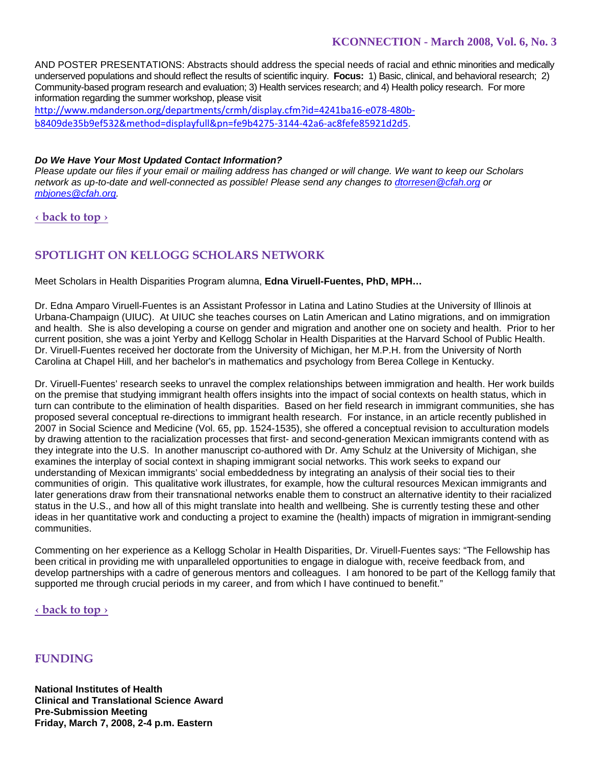AND POSTER PRESENTATIONS: Abstracts should address the special needs of racial and ethnic minorities and medically underserved populations and should reflect the results of scientific inquiry. **Focus:** 1) Basic, clinical, and behavioral research; 2) Community-based program research and evaluation; 3) Health services research; and 4) Health policy research. For more information regarding the summer workshop, please visit http://www.mdanderson.org/departments/crmh/display.cfm?id=4241ba16-e078-480b-b8409de35b9ef532&method=displayfull&pn=fe9b4275-3144-42a6-ac8fefe85921d2d5.

***Do We Have Your Most Updated Contact Information?***

*Please update our files if your email or mailing address has changed or will change. We want to keep our Scholars network as up-to-date and well-connected as possible! Please send any changes to dtorresen@cfah.org or mbjones@cfah.org.*

‹ back to top ›

## SPOTLIGHT ON KELLOGG SCHOLARS NETWORK

Meet Scholars in Health Disparities Program alumna, **Edna Viruell-Fuentes, PhD, MPH…**

Dr. Edna Amparo Viruell-Fuentes is an Assistant Professor in Latina and Latino Studies at the University of Illinois at Urbana-Champaign (UIUC). At UIUC she teaches courses on Latin American and Latino migrations, and on immigration and health. She is also developing a course on gender and migration and another one on society and health. Prior to her current position, she was a joint Yerby and Kellogg Scholar in Health Disparities at the Harvard School of Public Health. Dr. Viruell-Fuentes received her doctorate from the University of Michigan, her M.P.H. from the University of North Carolina at Chapel Hill, and her bachelor's in mathematics and psychology from Berea College in Kentucky.

Dr. Viruell-Fuentes' research seeks to unravel the complex relationships between immigration and health. Her work builds on the premise that studying immigrant health offers insights into the impact of social contexts on health status, which in turn can contribute to the elimination of health disparities. Based on her field research in immigrant communities, she has proposed several conceptual re-directions to immigrant health research. For instance, in an article recently published in 2007 in Social Science and Medicine (Vol. 65, pp. 1524-1535), she offered a conceptual revision to acculturation models by drawing attention to the racialization processes that first- and second-generation Mexican immigrants contend with as they integrate into the U.S. In another manuscript co-authored with Dr. Amy Schulz at the University of Michigan, she examines the interplay of social context in shaping immigrant social networks. This work seeks to expand our understanding of Mexican immigrants' social embeddedness by integrating an analysis of their social ties to their communities of origin. This qualitative work illustrates, for example, how the cultural resources Mexican immigrants and later generations draw from their transnational networks enable them to construct an alternative identity to their racialized status in the U.S., and how all of this might translate into health and wellbeing. She is currently testing these and other ideas in her quantitative work and conducting a project to examine the (health) impacts of migration in immigrant-sending communities.

Commenting on her experience as a Kellogg Scholar in Health Disparities, Dr. Viruell-Fuentes says: "The Fellowship has been critical in providing me with unparalleled opportunities to engage in dialogue with, receive feedback from, and develop partnerships with a cadre of generous mentors and colleagues. I am honored to be part of the Kellogg family that supported me through crucial periods in my career, and from which I have continued to benefit."

‹ back to top ›

## FUNDING

**National Institutes of Health**
**Clinical and Translational Science Award**
**Pre-Submission Meeting**
**Friday, March 7, 2008, 2-4 p.m. Eastern**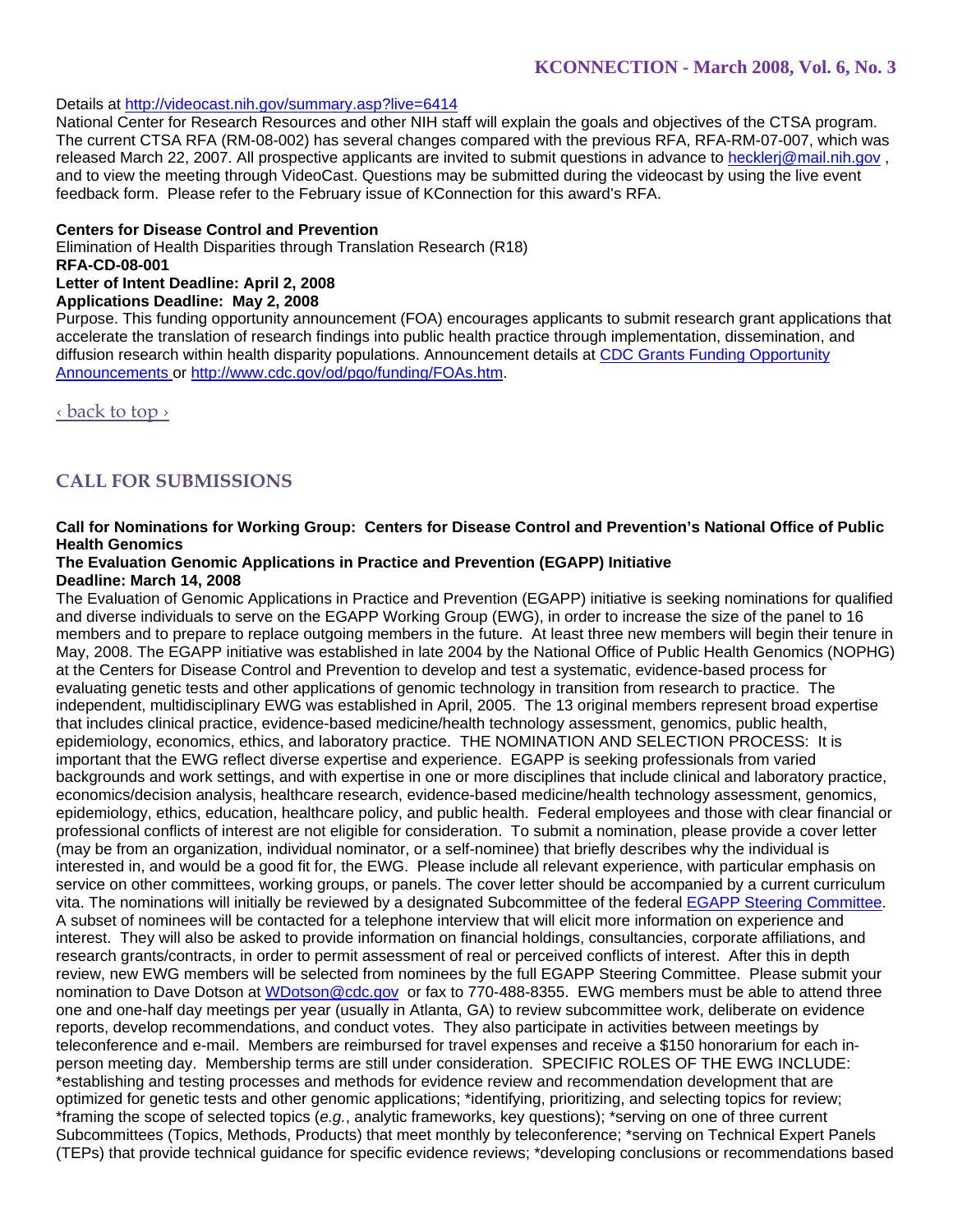Details at http://videocast.nih.gov/summary.asp?live=6414

National Center for Research Resources and other NIH staff will explain the goals and objectives of the CTSA program. The current CTSA RFA (RM-08-002) has several changes compared with the previous RFA, RFA-RM-07-007, which was released March 22, 2007. All prospective applicants are invited to submit questions in advance to hecklerj@mail.nih.gov , and to view the meeting through VideoCast. Questions may be submitted during the videocast by using the live event feedback form. Please refer to the February issue of KConnection for this award's RFA.

**Centers for Disease Control and Prevention**
Elimination of Health Disparities through Translation Research (R18)
**RFA-CD-08-001**
**Letter of Intent Deadline: April 2, 2008**
**Applications Deadline: May 2, 2008**
Purpose. This funding opportunity announcement (FOA) encourages applicants to submit research grant applications that accelerate the translation of research findings into public health practice through implementation, dissemination, and diffusion research within health disparity populations. Announcement details at CDC Grants Funding Opportunity Announcements or http://www.cdc.gov/od/pgo/funding/FOAs.htm.

‹ back to top ›

## CALL FOR SUBMISSIONS

**Call for Nominations for Working Group: Centers for Disease Control and Prevention's National Office of Public Health Genomics**
**The Evaluation Genomic Applications in Practice and Prevention (EGAPP) Initiative**
**Deadline: March 14, 2008**

The Evaluation of Genomic Applications in Practice and Prevention (EGAPP) initiative is seeking nominations for qualified and diverse individuals to serve on the EGAPP Working Group (EWG), in order to increase the size of the panel to 16 members and to prepare to replace outgoing members in the future. At least three new members will begin their tenure in May, 2008. The EGAPP initiative was established in late 2004 by the National Office of Public Health Genomics (NOPHG) at the Centers for Disease Control and Prevention to develop and test a systematic, evidence-based process for evaluating genetic tests and other applications of genomic technology in transition from research to practice. The independent, multidisciplinary EWG was established in April, 2005. The 13 original members represent broad expertise that includes clinical practice, evidence-based medicine/health technology assessment, genomics, public health, epidemiology, economics, ethics, and laboratory practice. THE NOMINATION AND SELECTION PROCESS: It is important that the EWG reflect diverse expertise and experience. EGAPP is seeking professionals from varied backgrounds and work settings, and with expertise in one or more disciplines that include clinical and laboratory practice, economics/decision analysis, healthcare research, evidence-based medicine/health technology assessment, genomics, epidemiology, ethics, education, healthcare policy, and public health. Federal employees and those with clear financial or professional conflicts of interest are not eligible for consideration. To submit a nomination, please provide a cover letter (may be from an organization, individual nominator, or a self-nominee) that briefly describes why the individual is interested in, and would be a good fit for, the EWG. Please include all relevant experience, with particular emphasis on service on other committees, working groups, or panels. The cover letter should be accompanied by a current curriculum vita. The nominations will initially be reviewed by a designated Subcommittee of the federal EGAPP Steering Committee. A subset of nominees will be contacted for a telephone interview that will elicit more information on experience and interest. They will also be asked to provide information on financial holdings, consultancies, corporate affiliations, and research grants/contracts, in order to permit assessment of real or perceived conflicts of interest. After this in depth review, new EWG members will be selected from nominees by the full EGAPP Steering Committee. Please submit your nomination to Dave Dotson at WDotson@cdc.gov or fax to 770-488-8355. EWG members must be able to attend three one and one-half day meetings per year (usually in Atlanta, GA) to review subcommittee work, deliberate on evidence reports, develop recommendations, and conduct votes. They also participate in activities between meetings by teleconference and e-mail. Members are reimbursed for travel expenses and receive a $150 honorarium for each in-person meeting day. Membership terms are still under consideration. SPECIFIC ROLES OF THE EWG INCLUDE: *establishing and testing processes and methods for evidence review and recommendation development that are optimized for genetic tests and other genomic applications; *identifying, prioritizing, and selecting topics for review; *framing the scope of selected topics (*e.g.*, analytic frameworks, key questions); *serving on one of three current Subcommittees (Topics, Methods, Products) that meet monthly by teleconference; *serving on Technical Expert Panels (TEPs) that provide technical guidance for specific evidence reviews; *developing conclusions or recommendations based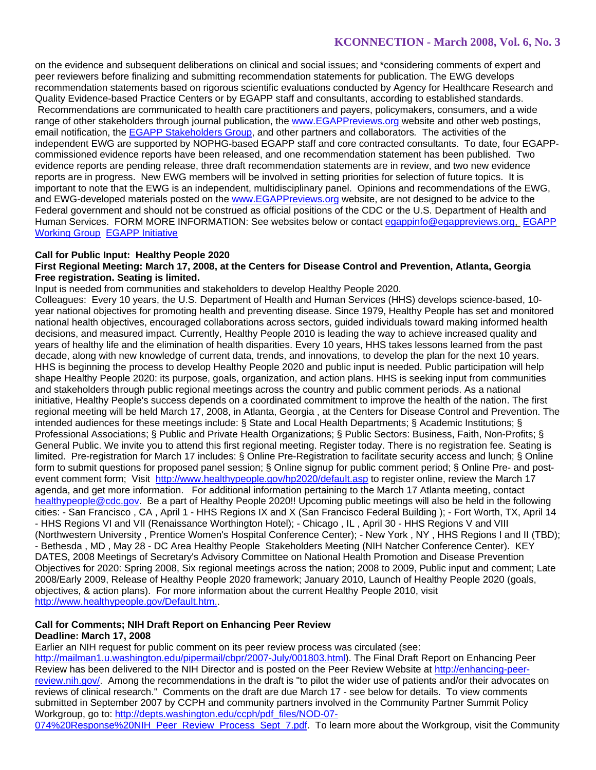on the evidence and subsequent deliberations on clinical and social issues; and *considering comments of expert and peer reviewers before finalizing and submitting recommendation statements for publication. The EWG develops recommendation statements based on rigorous scientific evaluations conducted by Agency for Healthcare Research and Quality Evidence-based Practice Centers or by EGAPP staff and consultants, according to established standards. Recommendations are communicated to health care practitioners and payers, policymakers, consumers, and a wide range of other stakeholders through journal publication, the www.EGAPPreviews.org website and other web postings, email notification, the EGAPP Stakeholders Group, and other partners and collaborators. The activities of the independent EWG are supported by NOPHG-based EGAPP staff and core contracted consultants. To date, four EGAPP-commissioned evidence reports have been released, and one recommendation statement has been published. Two evidence reports are pending release, three draft recommendation statements are in review, and two new evidence reports are in progress. New EWG members will be involved in setting priorities for selection of future topics. It is important to note that the EWG is an independent, multidisciplinary panel. Opinions and recommendations of the EWG, and EWG-developed materials posted on the www.EGAPPreviews.org website, are not designed to be advice to the Federal government and should not be construed as official positions of the CDC or the U.S. Department of Health and Human Services. FORM MORE INFORMATION: See websites below or contact egappinfo@egappreviews.org, EGAPP Working Group EGAPP Initiative

**Call for Public Input: Healthy People 2020**
**First Regional Meeting: March 17, 2008, at the Centers for Disease Control and Prevention, Atlanta, Georgia**
**Free registration. Seating is limited.**

Input is needed from communities and stakeholders to develop Healthy People 2020.

Colleagues: Every 10 years, the U.S. Department of Health and Human Services (HHS) develops science-based, 10-year national objectives for promoting health and preventing disease. Since 1979, Healthy People has set and monitored national health objectives, encouraged collaborations across sectors, guided individuals toward making informed health decisions, and measured impact. Currently, Healthy People 2010 is leading the way to achieve increased quality and years of healthy life and the elimination of health disparities. Every 10 years, HHS takes lessons learned from the past decade, along with new knowledge of current data, trends, and innovations, to develop the plan for the next 10 years. HHS is beginning the process to develop Healthy People 2020 and public input is needed. Public participation will help shape Healthy People 2020: its purpose, goals, organization, and action plans. HHS is seeking input from communities and stakeholders through public regional meetings across the country and public comment periods. As a national initiative, Healthy People's success depends on a coordinated commitment to improve the health of the nation. The first regional meeting will be held March 17, 2008, in Atlanta, Georgia , at the Centers for Disease Control and Prevention. The intended audiences for these meetings include: § State and Local Health Departments; § Academic Institutions; § Professional Associations; § Public and Private Health Organizations; § Public Sectors: Business, Faith, Non-Profits; § General Public. We invite you to attend this first regional meeting. Register today. There is no registration fee. Seating is limited. Pre-registration for March 17 includes: § Online Pre-Registration to facilitate security access and lunch; § Online form to submit questions for proposed panel session; § Online signup for public comment period; § Online Pre- and post-event comment form; Visit http://www.healthypeople.gov/hp2020/default.asp to register online, review the March 17 agenda, and get more information. For additional information pertaining to the March 17 Atlanta meeting, contact healthypeople@cdc.gov. Be a part of Healthy People 2020!! Upcoming public meetings will also be held in the following cities: - San Francisco , CA , April 1 - HHS Regions IX and X (San Francisco Federal Building ); - Fort Worth, TX, April 14 - HHS Regions VI and VII (Renaissance Worthington Hotel); - Chicago , IL , April 30 - HHS Regions V and VIII (Northwestern University , Prentice Women's Hospital Conference Center); - New York , NY , HHS Regions I and II (TBD); - Bethesda , MD , May 28 - DC Area Healthy People Stakeholders Meeting (NIH Natcher Conference Center). KEY DATES, 2008 Meetings of Secretary's Advisory Committee on National Health Promotion and Disease Prevention Objectives for 2020: Spring 2008, Six regional meetings across the nation; 2008 to 2009, Public input and comment; Late 2008/Early 2009, Release of Healthy People 2020 framework; January 2010, Launch of Healthy People 2020 (goals, objectives, & action plans). For more information about the current Healthy People 2010, visit http://www.healthypeople.gov/Default.htm..

**Call for Comments; NIH Draft Report on Enhancing Peer Review**
**Deadline: March 17, 2008**

Earlier an NIH request for public comment on its peer review process was circulated (see: http://mailman1.u.washington.edu/pipermail/cbpr/2007-July/001803.html). The Final Draft Report on Enhancing Peer Review has been delivered to the NIH Director and is posted on the Peer Review Website at http://enhancing-peer-review.nih.gov/. Among the recommendations in the draft is "to pilot the wider use of patients and/or their advocates on reviews of clinical research." Comments on the draft are due March 17 - see below for details. To view comments submitted in September 2007 by CCPH and community partners involved in the Community Partner Summit Policy Workgroup, go to: http://depts.washington.edu/ccph/pdf_files/NOD-07-074%20Response%20NIH_Peer_Review_Process_Sept_7.pdf. To learn more about the Workgroup, visit the Community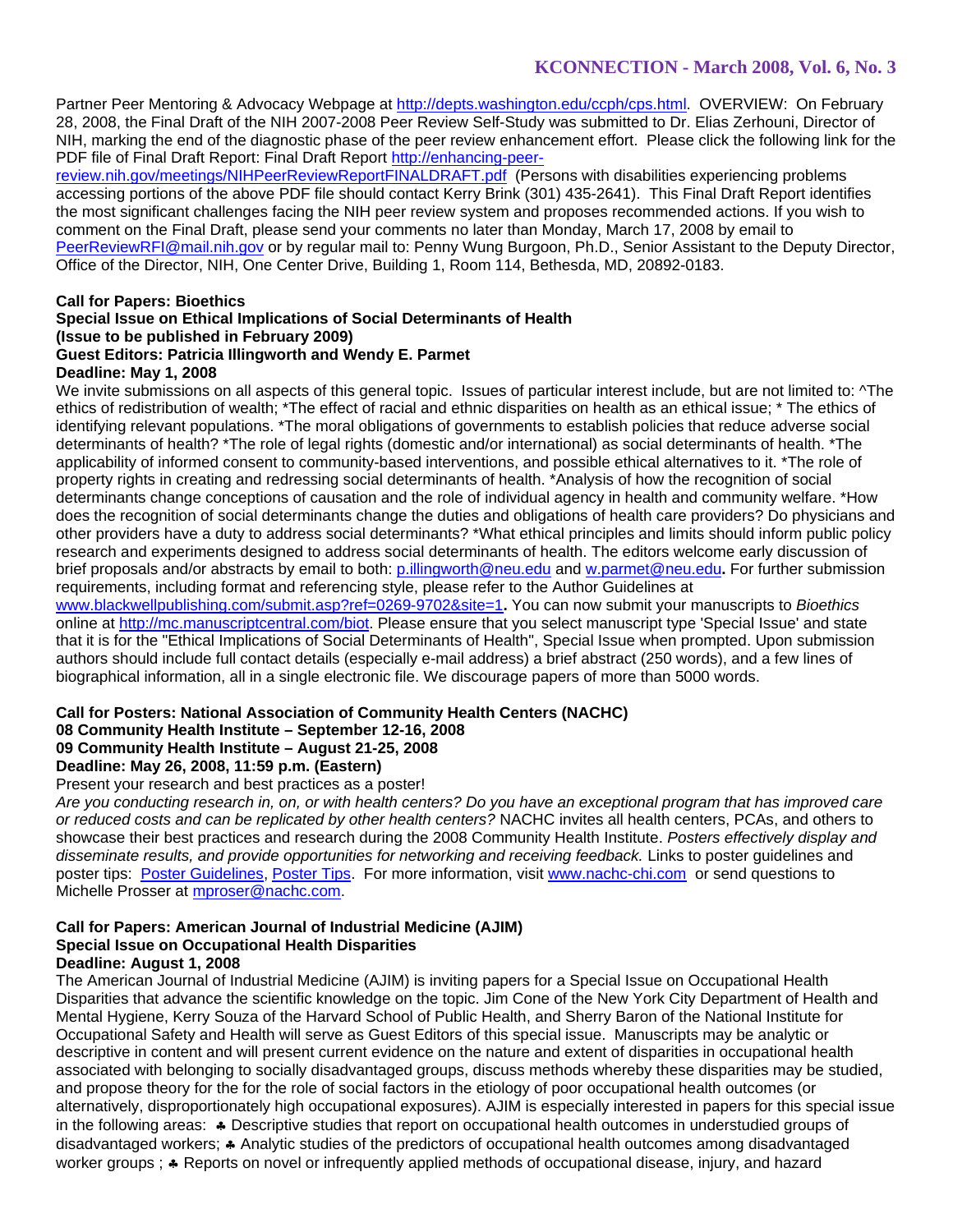Partner Peer Mentoring & Advocacy Webpage at http://depts.washington.edu/ccph/cps.html. OVERVIEW: On February 28, 2008, the Final Draft of the NIH 2007-2008 Peer Review Self-Study was submitted to Dr. Elias Zerhouni, Director of NIH, marking the end of the diagnostic phase of the peer review enhancement effort. Please click the following link for the PDF file of Final Draft Report: Final Draft Report http://enhancing-peer-review.nih.gov/meetings/NIHPeerReviewReportFINALDRAFT.pdf (Persons with disabilities experiencing problems accessing portions of the above PDF file should contact Kerry Brink (301) 435-2641). This Final Draft Report identifies the most significant challenges facing the NIH peer review system and proposes recommended actions. If you wish to comment on the Final Draft, please send your comments no later than Monday, March 17, 2008 by email to PeerReviewRFI@mail.nih.gov or by regular mail to: Penny Wung Burgoon, Ph.D., Senior Assistant to the Deputy Director, Office of the Director, NIH, One Center Drive, Building 1, Room 114, Bethesda, MD, 20892-0183.

**Call for Papers: Bioethics**
**Special Issue on Ethical Implications of Social Determinants of Health**
**(Issue to be published in February 2009)**
**Guest Editors: Patricia Illingworth and Wendy E. Parmet**
**Deadline: May 1, 2008**

We invite submissions on all aspects of this general topic. Issues of particular interest include, but are not limited to: ^The ethics of redistribution of wealth; *The effect of racial and ethnic disparities on health as an ethical issue; * The ethics of identifying relevant populations. *The moral obligations of governments to establish policies that reduce adverse social determinants of health? *The role of legal rights (domestic and/or international) as social determinants of health. *The applicability of informed consent to community-based interventions, and possible ethical alternatives to it. *The role of property rights in creating and redressing social determinants of health. *Analysis of how the recognition of social determinants change conceptions of causation and the role of individual agency in health and community welfare. *How does the recognition of social determinants change the duties and obligations of health care providers? Do physicians and other providers have a duty to address social determinants? *What ethical principles and limits should inform public policy research and experiments designed to address social determinants of health. The editors welcome early discussion of brief proposals and/or abstracts by email to both: p.illingworth@neu.edu and w.parmet@neu.edu**.** For further submission requirements, including format and referencing style, please refer to the Author Guidelines at www.blackwellpublishing.com/submit.asp?ref=0269-9702&site=1**.** You can now submit your manuscripts to *Bioethics* online at http://mc.manuscriptcentral.com/biot. Please ensure that you select manuscript type 'Special Issue' and state that it is for the "Ethical Implications of Social Determinants of Health", Special Issue when prompted. Upon submission authors should include full contact details (especially e-mail address) a brief abstract (250 words), and a few lines of biographical information, all in a single electronic file. We discourage papers of more than 5000 words.

**Call for Posters: National Association of Community Health Centers (NACHC)**
**08 Community Health Institute – September 12-16, 2008**
**09 Community Health Institute – August 21-25, 2008**
**Deadline: May 26, 2008, 11:59 p.m. (Eastern)**

Present your research and best practices as a poster!
*Are you conducting research in, on, or with health centers? Do you have an exceptional program that has improved care or reduced costs and can be replicated by other health centers?* NACHC invites all health centers, PCAs, and others to showcase their best practices and research during the 2008 Community Health Institute. *Posters effectively display and disseminate results, and provide opportunities for networking and receiving feedback.* Links to poster guidelines and poster tips: Poster Guidelines, Poster Tips. For more information, visit www.nachc-chi.com or send questions to Michelle Prosser at mproser@nachc.com.

**Call for Papers: American Journal of Industrial Medicine (AJIM)**
**Special Issue on Occupational Health Disparities**
**Deadline: August 1, 2008**

The American Journal of Industrial Medicine (AJIM) is inviting papers for a Special Issue on Occupational Health Disparities that advance the scientific knowledge on the topic. Jim Cone of the New York City Department of Health and Mental Hygiene, Kerry Souza of the Harvard School of Public Health, and Sherry Baron of the National Institute for Occupational Safety and Health will serve as Guest Editors of this special issue. Manuscripts may be analytic or descriptive in content and will present current evidence on the nature and extent of disparities in occupational health associated with belonging to socially disadvantaged groups, discuss methods whereby these disparities may be studied, and propose theory for the for the role of social factors in the etiology of poor occupational health outcomes (or alternatively, disproportionately high occupational exposures). AJIM is especially interested in papers for this special issue in the following areas: ♣ Descriptive studies that report on occupational health outcomes in understudied groups of disadvantaged workers; ♣ Analytic studies of the predictors of occupational health outcomes among disadvantaged worker groups ; ♣ Reports on novel or infrequently applied methods of occupational disease, injury, and hazard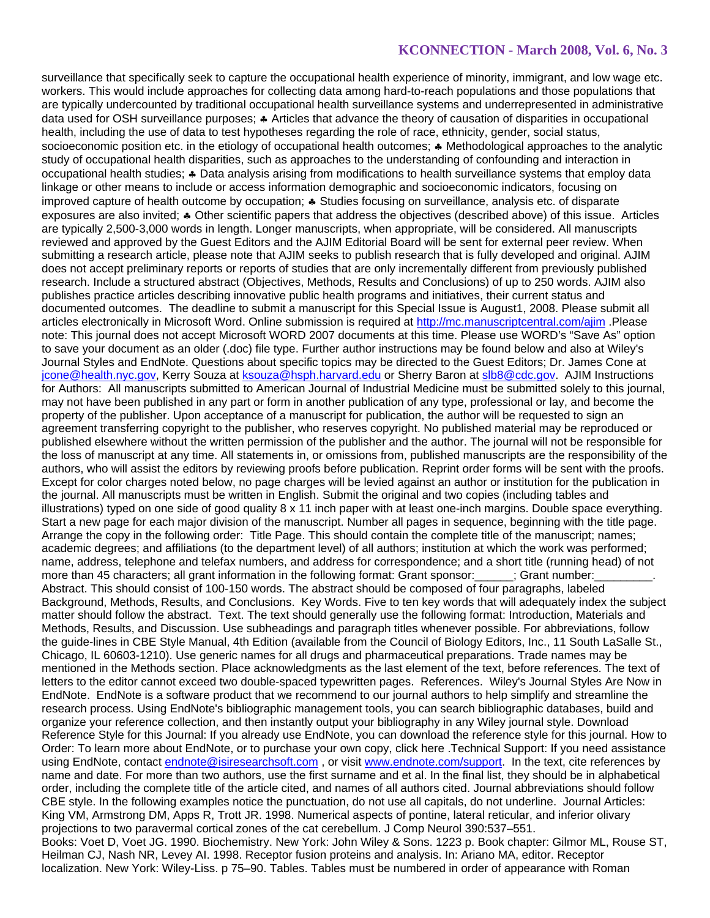surveillance that specifically seek to capture the occupational health experience of minority, immigrant, and low wage etc. workers. This would include approaches for collecting data among hard-to-reach populations and those populations that are typically undercounted by traditional occupational health surveillance systems and underrepresented in administrative data used for OSH surveillance purposes; ♣ Articles that advance the theory of causation of disparities in occupational health, including the use of data to test hypotheses regarding the role of race, ethnicity, gender, social status, socioeconomic position etc. in the etiology of occupational health outcomes; ♣ Methodological approaches to the analytic study of occupational health disparities, such as approaches to the understanding of confounding and interaction in occupational health studies; ♣ Data analysis arising from modifications to health surveillance systems that employ data linkage or other means to include or access information demographic and socioeconomic indicators, focusing on improved capture of health outcome by occupation; ♣ Studies focusing on surveillance, analysis etc. of disparate exposures are also invited; ♣ Other scientific papers that address the objectives (described above) of this issue. Articles are typically 2,500-3,000 words in length. Longer manuscripts, when appropriate, will be considered. All manuscripts reviewed and approved by the Guest Editors and the AJIM Editorial Board will be sent for external peer review. When submitting a research article, please note that AJIM seeks to publish research that is fully developed and original. AJIM does not accept preliminary reports or reports of studies that are only incrementally different from previously published research. Include a structured abstract (Objectives, Methods, Results and Conclusions) of up to 250 words. AJIM also publishes practice articles describing innovative public health programs and initiatives, their current status and documented outcomes. The deadline to submit a manuscript for this Special Issue is August1, 2008. Please submit all articles electronically in Microsoft Word. Online submission is required at http://mc.manuscriptcentral.com/ajim .Please note: This journal does not accept Microsoft WORD 2007 documents at this time. Please use WORD's "Save As" option to save your document as an older (.doc) file type. Further author instructions may be found below and also at Wiley's Journal Styles and EndNote. Questions about specific topics may be directed to the Guest Editors; Dr. James Cone at jcone@health.nyc.gov, Kerry Souza at ksouza@hsph.harvard.edu or Sherry Baron at slb8@cdc.gov. AJIM Instructions for Authors: All manuscripts submitted to American Journal of Industrial Medicine must be submitted solely to this journal, may not have been published in any part or form in another publication of any type, professional or lay, and become the property of the publisher. Upon acceptance of a manuscript for publication, the author will be requested to sign an agreement transferring copyright to the publisher, who reserves copyright. No published material may be reproduced or published elsewhere without the written permission of the publisher and the author. The journal will not be responsible for the loss of manuscript at any time. All statements in, or omissions from, published manuscripts are the responsibility of the authors, who will assist the editors by reviewing proofs before publication. Reprint order forms will be sent with the proofs. Except for color charges noted below, no page charges will be levied against an author or institution for the publication in the journal. All manuscripts must be written in English. Submit the original and two copies (including tables and illustrations) typed on one side of good quality 8 x 11 inch paper with at least one-inch margins. Double space everything. Start a new page for each major division of the manuscript. Number all pages in sequence, beginning with the title page. Arrange the copy in the following order: Title Page. This should contain the complete title of the manuscript; names; academic degrees; and affiliations (to the department level) of all authors; institution at which the work was performed; name, address, telephone and telefax numbers, and address for correspondence; and a short title (running head) of not more than 45 characters; all grant information in the following format: Grant sponsor:______; Grant number:_________. Abstract. This should consist of 100-150 words. The abstract should be composed of four paragraphs, labeled Background, Methods, Results, and Conclusions. Key Words. Five to ten key words that will adequately index the subject matter should follow the abstract. Text. The text should generally use the following format: Introduction, Materials and Methods, Results, and Discussion. Use subheadings and paragraph titles whenever possible. For abbreviations, follow the guide-lines in CBE Style Manual, 4th Edition (available from the Council of Biology Editors, Inc., 11 South LaSalle St., Chicago, IL 60603-1210). Use generic names for all drugs and pharmaceutical preparations. Trade names may be mentioned in the Methods section. Place acknowledgments as the last element of the text, before references. The text of letters to the editor cannot exceed two double-spaced typewritten pages. References. Wiley's Journal Styles Are Now in EndNote. EndNote is a software product that we recommend to our journal authors to help simplify and streamline the research process. Using EndNote's bibliographic management tools, you can search bibliographic databases, build and organize your reference collection, and then instantly output your bibliography in any Wiley journal style. Download Reference Style for this Journal: If you already use EndNote, you can download the reference style for this journal. How to Order: To learn more about EndNote, or to purchase your own copy, click here .Technical Support: If you need assistance using EndNote, contact endnote@isiresearchsoft.com , or visit www.endnote.com/support. In the text, cite references by name and date. For more than two authors, use the first surname and et al. In the final list, they should be in alphabetical order, including the complete title of the article cited, and names of all authors cited. Journal abbreviations should follow CBE style. In the following examples notice the punctuation, do not use all capitals, do not underline. Journal Articles: King VM, Armstrong DM, Apps R, Trott JR. 1998. Numerical aspects of pontine, lateral reticular, and inferior olivary projections to two paravermal cortical zones of the cat cerebellum. J Comp Neurol 390:537–551.
Books: Voet D, Voet JG. 1990. Biochemistry. New York: John Wiley & Sons. 1223 p. Book chapter: Gilmor ML, Rouse ST, Heilman CJ, Nash NR, Levey AI. 1998. Receptor fusion proteins and analysis. In: Ariano MA, editor. Receptor localization. New York: Wiley-Liss. p 75–90. Tables. Tables must be numbered in order of appearance with Roman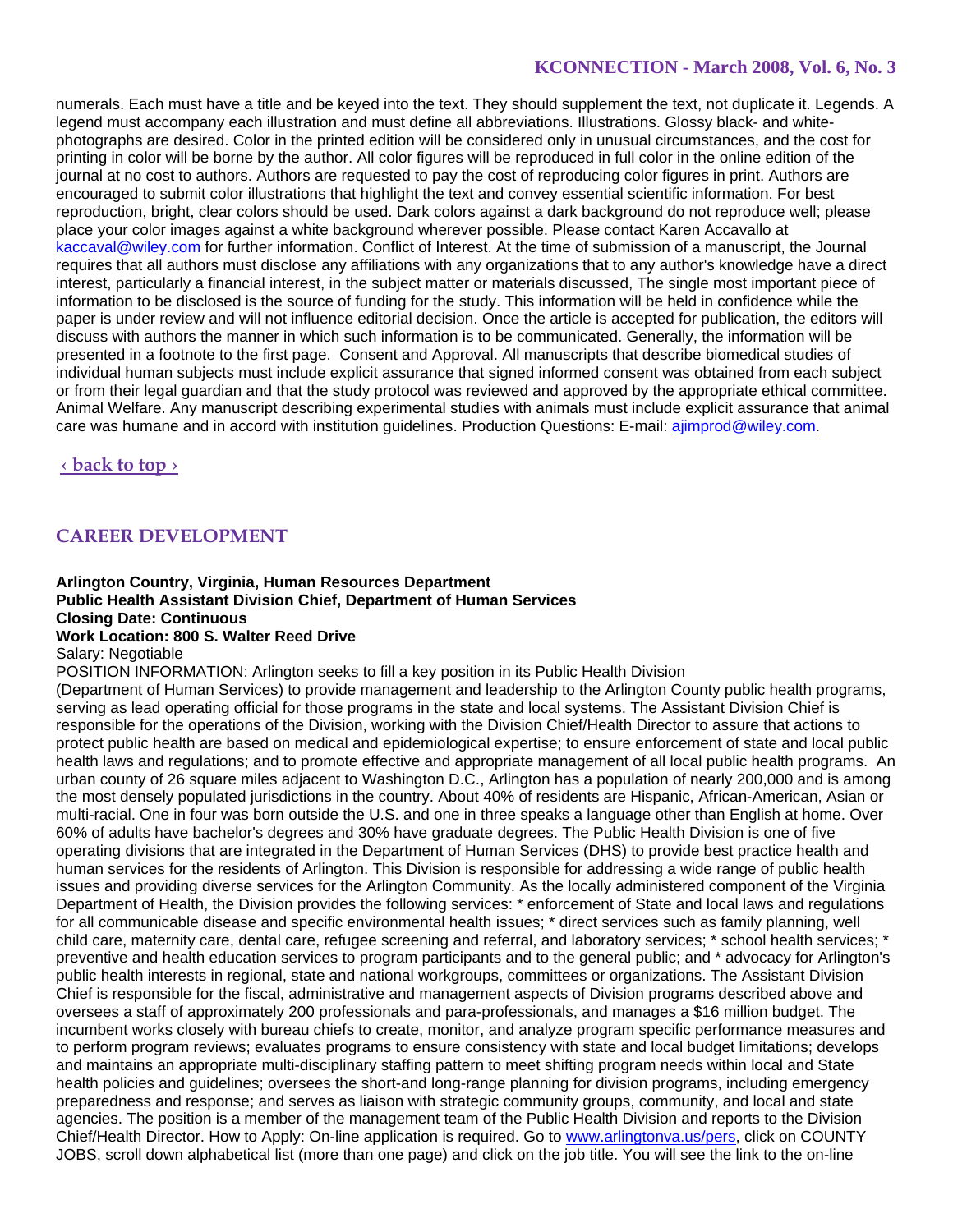numerals. Each must have a title and be keyed into the text. They should supplement the text, not duplicate it. Legends. A legend must accompany each illustration and must define all abbreviations. Illustrations. Glossy black- and white-photographs are desired. Color in the printed edition will be considered only in unusual circumstances, and the cost for printing in color will be borne by the author. All color figures will be reproduced in full color in the online edition of the journal at no cost to authors. Authors are requested to pay the cost of reproducing color figures in print. Authors are encouraged to submit color illustrations that highlight the text and convey essential scientific information. For best reproduction, bright, clear colors should be used. Dark colors against a dark background do not reproduce well; please place your color images against a white background wherever possible. Please contact Karen Accavallo at [kaccaval@wiley.com](mailto:kaccaval@wiley.com) for further information. Conflict of Interest. At the time of submission of a manuscript, the Journal requires that all authors must disclose any affiliations with any organizations that to any author's knowledge have a direct interest, particularly a financial interest, in the subject matter or materials discussed, The single most important piece of information to be disclosed is the source of funding for the study. This information will be held in confidence while the paper is under review and will not influence editorial decision. Once the article is accepted for publication, the editors will discuss with authors the manner in which such information is to be communicated. Generally, the information will be presented in a footnote to the first page. Consent and Approval. All manuscripts that describe biomedical studies of individual human subjects must include explicit assurance that signed informed consent was obtained from each subject or from their legal guardian and that the study protocol was reviewed and approved by the appropriate ethical committee. Animal Welfare. Any manuscript describing experimental studies with animals must include explicit assurance that animal care was humane and in accord with institution guidelines. Production Questions: E-mail: [ajimprod@wiley.com](mailto:ajimprod@wiley.com).

‹ back to top ›

## CAREER DEVELOPMENT

**Arlington Country, Virginia, Human Resources Department**
**Public Health Assistant Division Chief, Department of Human Services**
**Closing Date: Continuous**
**Work Location: 800 S. Walter Reed Drive**
Salary: Negotiable

POSITION INFORMATION: Arlington seeks to fill a key position in its Public Health Division (Department of Human Services) to provide management and leadership to the Arlington County public health programs, serving as lead operating official for those programs in the state and local systems. The Assistant Division Chief is responsible for the operations of the Division, working with the Division Chief/Health Director to assure that actions to protect public health are based on medical and epidemiological expertise; to ensure enforcement of state and local public health laws and regulations; and to promote effective and appropriate management of all local public health programs. An urban county of 26 square miles adjacent to Washington D.C., Arlington has a population of nearly 200,000 and is among the most densely populated jurisdictions in the country. About 40% of residents are Hispanic, African-American, Asian or multi-racial. One in four was born outside the U.S. and one in three speaks a language other than English at home. Over 60% of adults have bachelor's degrees and 30% have graduate degrees. The Public Health Division is one of five operating divisions that are integrated in the Department of Human Services (DHS) to provide best practice health and human services for the residents of Arlington. This Division is responsible for addressing a wide range of public health issues and providing diverse services for the Arlington Community. As the locally administered component of the Virginia Department of Health, the Division provides the following services: * enforcement of State and local laws and regulations for all communicable disease and specific environmental health issues; * direct services such as family planning, well child care, maternity care, dental care, refugee screening and referral, and laboratory services; * school health services; * preventive and health education services to program participants and to the general public; and * advocacy for Arlington's public health interests in regional, state and national workgroups, committees or organizations. The Assistant Division Chief is responsible for the fiscal, administrative and management aspects of Division programs described above and oversees a staff of approximately 200 professionals and para-professionals, and manages a $16 million budget. The incumbent works closely with bureau chiefs to create, monitor, and analyze program specific performance measures and to perform program reviews; evaluates programs to ensure consistency with state and local budget limitations; develops and maintains an appropriate multi-disciplinary staffing pattern to meet shifting program needs within local and State health policies and guidelines; oversees the short-and long-range planning for division programs, including emergency preparedness and response; and serves as liaison with strategic community groups, community, and local and state agencies. The position is a member of the management team of the Public Health Division and reports to the Division Chief/Health Director. How to Apply: On-line application is required. Go to [www.arlingtonva.us/pers](http://www.arlingtonva.us/pers), click on COUNTY JOBS, scroll down alphabetical list (more than one page) and click on the job title. You will see the link to the on-line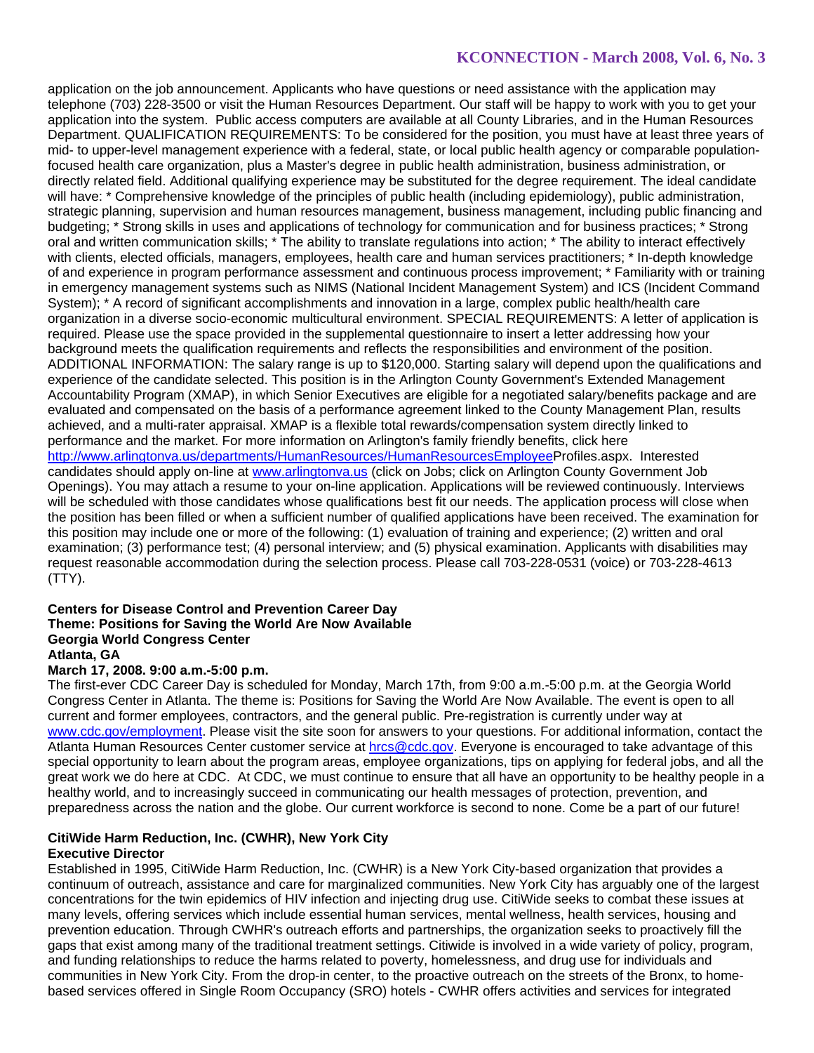application on the job announcement. Applicants who have questions or need assistance with the application may telephone (703) 228-3500 or visit the Human Resources Department. Our staff will be happy to work with you to get your application into the system. Public access computers are available at all County Libraries, and in the Human Resources Department. QUALIFICATION REQUIREMENTS: To be considered for the position, you must have at least three years of mid- to upper-level management experience with a federal, state, or local public health agency or comparable population-focused health care organization, plus a Master's degree in public health administration, business administration, or directly related field. Additional qualifying experience may be substituted for the degree requirement. The ideal candidate will have: * Comprehensive knowledge of the principles of public health (including epidemiology), public administration, strategic planning, supervision and human resources management, business management, including public financing and budgeting; * Strong skills in uses and applications of technology for communication and for business practices; * Strong oral and written communication skills; * The ability to translate regulations into action; * The ability to interact effectively with clients, elected officials, managers, employees, health care and human services practitioners; * In-depth knowledge of and experience in program performance assessment and continuous process improvement; * Familiarity with or training in emergency management systems such as NIMS (National Incident Management System) and ICS (Incident Command System); * A record of significant accomplishments and innovation in a large, complex public health/health care organization in a diverse socio-economic multicultural environment. SPECIAL REQUIREMENTS: A letter of application is required. Please use the space provided in the supplemental questionnaire to insert a letter addressing how your background meets the qualification requirements and reflects the responsibilities and environment of the position. ADDITIONAL INFORMATION: The salary range is up to $120,000. Starting salary will depend upon the qualifications and experience of the candidate selected. This position is in the Arlington County Government's Extended Management Accountability Program (XMAP), in which Senior Executives are eligible for a negotiated salary/benefits package and are evaluated and compensated on the basis of a performance agreement linked to the County Management Plan, results achieved, and a multi-rater appraisal. XMAP is a flexible total rewards/compensation system directly linked to performance and the market. For more information on Arlington's family friendly benefits, click here http://www.arlingtonva.us/departments/HumanResources/HumanResourcesEmployeeProfiles.aspx. Interested candidates should apply on-line at www.arlingtonva.us (click on Jobs; click on Arlington County Government Job Openings). You may attach a resume to your on-line application. Applications will be reviewed continuously. Interviews will be scheduled with those candidates whose qualifications best fit our needs. The application process will close when the position has been filled or when a sufficient number of qualified applications have been received. The examination for this position may include one or more of the following: (1) evaluation of training and experience; (2) written and oral examination; (3) performance test; (4) personal interview; and (5) physical examination. Applicants with disabilities may request reasonable accommodation during the selection process. Please call 703-228-0531 (voice) or 703-228-4613 (TTY).

**Centers for Disease Control and Prevention Career Day**
**Theme: Positions for Saving the World Are Now Available**
**Georgia World Congress Center**
**Atlanta, GA**
**March 17, 2008. 9:00 a.m.-5:00 p.m.**

The first-ever CDC Career Day is scheduled for Monday, March 17th, from 9:00 a.m.-5:00 p.m. at the Georgia World Congress Center in Atlanta. The theme is: Positions for Saving the World Are Now Available. The event is open to all current and former employees, contractors, and the general public. Pre-registration is currently under way at www.cdc.gov/employment. Please visit the site soon for answers to your questions. For additional information, contact the Atlanta Human Resources Center customer service at hrcs@cdc.gov. Everyone is encouraged to take advantage of this special opportunity to learn about the program areas, employee organizations, tips on applying for federal jobs, and all the great work we do here at CDC. At CDC, we must continue to ensure that all have an opportunity to be healthy people in a healthy world, and to increasingly succeed in communicating our health messages of protection, prevention, and preparedness across the nation and the globe. Our current workforce is second to none. Come be a part of our future!

**CitiWide Harm Reduction, Inc. (CWHR), New York City**
**Executive Director**

Established in 1995, CitiWide Harm Reduction, Inc. (CWHR) is a New York City-based organization that provides a continuum of outreach, assistance and care for marginalized communities. New York City has arguably one of the largest concentrations for the twin epidemics of HIV infection and injecting drug use. CitiWide seeks to combat these issues at many levels, offering services which include essential human services, mental wellness, health services, housing and prevention education. Through CWHR's outreach efforts and partnerships, the organization seeks to proactively fill the gaps that exist among many of the traditional treatment settings. Citiwide is involved in a wide variety of policy, program, and funding relationships to reduce the harms related to poverty, homelessness, and drug use for individuals and communities in New York City. From the drop-in center, to the proactive outreach on the streets of the Bronx, to home-based services offered in Single Room Occupancy (SRO) hotels - CWHR offers activities and services for integrated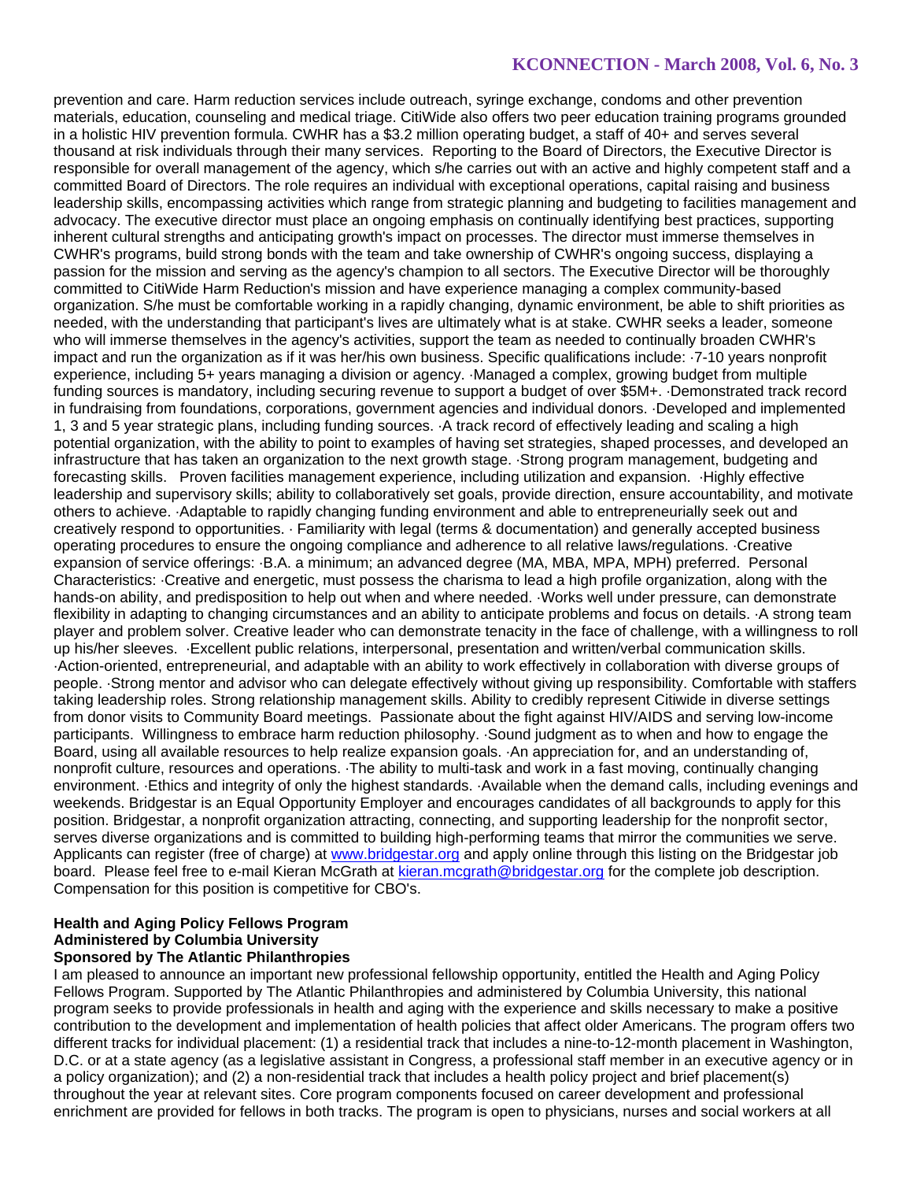prevention and care. Harm reduction services include outreach, syringe exchange, condoms and other prevention materials, education, counseling and medical triage. CitiWide also offers two peer education training programs grounded in a holistic HIV prevention formula. CWHR has a $3.2 million operating budget, a staff of 40+ and serves several thousand at risk individuals through their many services. Reporting to the Board of Directors, the Executive Director is responsible for overall management of the agency, which s/he carries out with an active and highly competent staff and a committed Board of Directors. The role requires an individual with exceptional operations, capital raising and business leadership skills, encompassing activities which range from strategic planning and budgeting to facilities management and advocacy. The executive director must place an ongoing emphasis on continually identifying best practices, supporting inherent cultural strengths and anticipating growth's impact on processes. The director must immerse themselves in CWHR's programs, build strong bonds with the team and take ownership of CWHR's ongoing success, displaying a passion for the mission and serving as the agency's champion to all sectors. The Executive Director will be thoroughly committed to CitiWide Harm Reduction's mission and have experience managing a complex community-based organization. S/he must be comfortable working in a rapidly changing, dynamic environment, be able to shift priorities as needed, with the understanding that participant's lives are ultimately what is at stake. CWHR seeks a leader, someone who will immerse themselves in the agency's activities, support the team as needed to continually broaden CWHR's impact and run the organization as if it was her/his own business. Specific qualifications include: ·7-10 years nonprofit experience, including 5+ years managing a division or agency. ·Managed a complex, growing budget from multiple funding sources is mandatory, including securing revenue to support a budget of over $5M+. ·Demonstrated track record in fundraising from foundations, corporations, government agencies and individual donors. ·Developed and implemented 1, 3 and 5 year strategic plans, including funding sources. ·A track record of effectively leading and scaling a high potential organization, with the ability to point to examples of having set strategies, shaped processes, and developed an infrastructure that has taken an organization to the next growth stage. ·Strong program management, budgeting and forecasting skills. Proven facilities management experience, including utilization and expansion. ·Highly effective leadership and supervisory skills; ability to collaboratively set goals, provide direction, ensure accountability, and motivate others to achieve. ·Adaptable to rapidly changing funding environment and able to entrepreneurially seek out and creatively respond to opportunities. · Familiarity with legal (terms & documentation) and generally accepted business operating procedures to ensure the ongoing compliance and adherence to all relative laws/regulations. ·Creative expansion of service offerings: ·B.A. a minimum; an advanced degree (MA, MBA, MPA, MPH) preferred. Personal Characteristics: ·Creative and energetic, must possess the charisma to lead a high profile organization, along with the hands-on ability, and predisposition to help out when and where needed. ·Works well under pressure, can demonstrate flexibility in adapting to changing circumstances and an ability to anticipate problems and focus on details. ·A strong team player and problem solver. Creative leader who can demonstrate tenacity in the face of challenge, with a willingness to roll up his/her sleeves. ·Excellent public relations, interpersonal, presentation and written/verbal communication skills. ·Action-oriented, entrepreneurial, and adaptable with an ability to work effectively in collaboration with diverse groups of people. ·Strong mentor and advisor who can delegate effectively without giving up responsibility. Comfortable with staffers taking leadership roles. Strong relationship management skills. Ability to credibly represent Citiwide in diverse settings from donor visits to Community Board meetings. Passionate about the fight against HIV/AIDS and serving low-income participants. Willingness to embrace harm reduction philosophy. ·Sound judgment as to when and how to engage the Board, using all available resources to help realize expansion goals. ·An appreciation for, and an understanding of, nonprofit culture, resources and operations. ·The ability to multi-task and work in a fast moving, continually changing environment. ·Ethics and integrity of only the highest standards. ·Available when the demand calls, including evenings and weekends. Bridgestar is an Equal Opportunity Employer and encourages candidates of all backgrounds to apply for this position. Bridgestar, a nonprofit organization attracting, connecting, and supporting leadership for the nonprofit sector, serves diverse organizations and is committed to building high-performing teams that mirror the communities we serve. Applicants can register (free of charge) at [www.bridgestar.org](www.bridgestar.org) and apply online through this listing on the Bridgestar job board. Please feel free to e-mail Kieran McGrath at [kieran.mcgrath@bridgestar.org](mailto:kieran.mcgrath@bridgestar.org) for the complete job description. Compensation for this position is competitive for CBO's.

**Health and Aging Policy Fellows Program**
**Administered by Columbia University**
**Sponsored by The Atlantic Philanthropies**

I am pleased to announce an important new professional fellowship opportunity, entitled the Health and Aging Policy Fellows Program. Supported by The Atlantic Philanthropies and administered by Columbia University, this national program seeks to provide professionals in health and aging with the experience and skills necessary to make a positive contribution to the development and implementation of health policies that affect older Americans. The program offers two different tracks for individual placement: (1) a residential track that includes a nine-to-12-month placement in Washington, D.C. or at a state agency (as a legislative assistant in Congress, a professional staff member in an executive agency or in a policy organization); and (2) a non-residential track that includes a health policy project and brief placement(s) throughout the year at relevant sites. Core program components focused on career development and professional enrichment are provided for fellows in both tracks. The program is open to physicians, nurses and social workers at all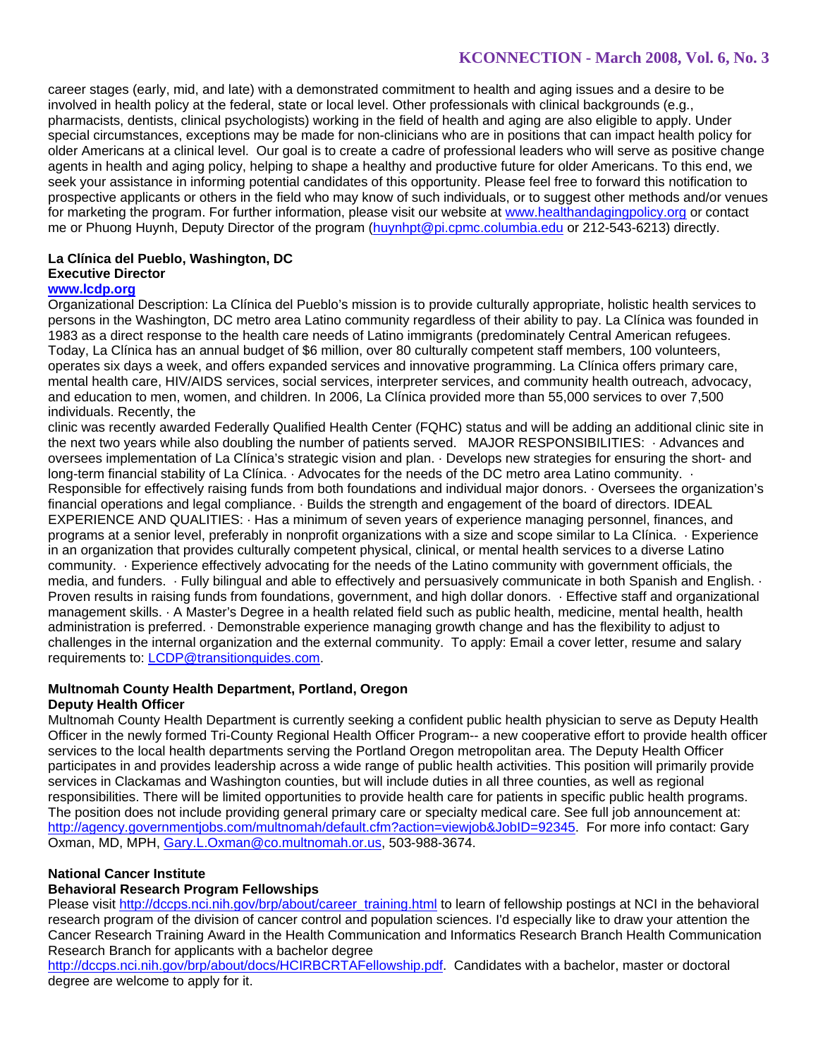career stages (early, mid, and late) with a demonstrated commitment to health and aging issues and a desire to be involved in health policy at the federal, state or local level. Other professionals with clinical backgrounds (e.g., pharmacists, dentists, clinical psychologists) working in the field of health and aging are also eligible to apply. Under special circumstances, exceptions may be made for non-clinicians who are in positions that can impact health policy for older Americans at a clinical level. Our goal is to create a cadre of professional leaders who will serve as positive change agents in health and aging policy, helping to shape a healthy and productive future for older Americans. To this end, we seek your assistance in informing potential candidates of this opportunity. Please feel free to forward this notification to prospective applicants or others in the field who may know of such individuals, or to suggest other methods and/or venues for marketing the program. For further information, please visit our website at www.healthandagingpolicy.org or contact me or Phuong Huynh, Deputy Director of the program (huynhpt@pi.cpmc.columbia.edu or 212-543-6213) directly.

**La Clínica del Pueblo, Washington, DC**
**Executive Director**
**www.lcdp.org**

Organizational Description: La Clínica del Pueblo's mission is to provide culturally appropriate, holistic health services to persons in the Washington, DC metro area Latino community regardless of their ability to pay. La Clínica was founded in 1983 as a direct response to the health care needs of Latino immigrants (predominately Central American refugees. Today, La Clínica has an annual budget of $6 million, over 80 culturally competent staff members, 100 volunteers, operates six days a week, and offers expanded services and innovative programming. La Clínica offers primary care, mental health care, HIV/AIDS services, social services, interpreter services, and community health outreach, advocacy, and education to men, women, and children. In 2006, La Clínica provided more than 55,000 services to over 7,500 individuals. Recently, the

clinic was recently awarded Federally Qualified Health Center (FQHC) status and will be adding an additional clinic site in the next two years while also doubling the number of patients served. MAJOR RESPONSIBILITIES: · Advances and oversees implementation of La Clínica's strategic vision and plan. · Develops new strategies for ensuring the short- and long-term financial stability of La Clínica. · Advocates for the needs of the DC metro area Latino community. · Responsible for effectively raising funds from both foundations and individual major donors. · Oversees the organization's financial operations and legal compliance. · Builds the strength and engagement of the board of directors. IDEAL EXPERIENCE AND QUALITIES: · Has a minimum of seven years of experience managing personnel, finances, and programs at a senior level, preferably in nonprofit organizations with a size and scope similar to La Clínica. · Experience in an organization that provides culturally competent physical, clinical, or mental health services to a diverse Latino community. · Experience effectively advocating for the needs of the Latino community with government officials, the media, and funders. · Fully bilingual and able to effectively and persuasively communicate in both Spanish and English. · Proven results in raising funds from foundations, government, and high dollar donors. · Effective staff and organizational management skills. · A Master's Degree in a health related field such as public health, medicine, mental health, health administration is preferred. · Demonstrable experience managing growth change and has the flexibility to adjust to challenges in the internal organization and the external community. To apply: Email a cover letter, resume and salary requirements to: LCDP@transitionguides.com.

**Multnomah County Health Department, Portland, Oregon**
**Deputy Health Officer**

Multnomah County Health Department is currently seeking a confident public health physician to serve as Deputy Health Officer in the newly formed Tri-County Regional Health Officer Program-- a new cooperative effort to provide health officer services to the local health departments serving the Portland Oregon metropolitan area. The Deputy Health Officer participates in and provides leadership across a wide range of public health activities. This position will primarily provide services in Clackamas and Washington counties, but will include duties in all three counties, as well as regional responsibilities. There will be limited opportunities to provide health care for patients in specific public health programs. The position does not include providing general primary care or specialty medical care. See full job announcement at: http://agency.governmentjobs.com/multnomah/default.cfm?action=viewjob&JobID=92345. For more info contact: Gary Oxman, MD, MPH, Gary.L.Oxman@co.multnomah.or.us, 503-988-3674.

**National Cancer Institute**
**Behavioral Research Program Fellowships**

Please visit http://dccps.nci.nih.gov/brp/about/career_training.html to learn of fellowship postings at NCI in the behavioral research program of the division of cancer control and population sciences. I'd especially like to draw your attention the Cancer Research Training Award in the Health Communication and Informatics Research Branch Health Communication Research Branch for applicants with a bachelor degree
http://dccps.nci.nih.gov/brp/about/docs/HCIRBCRTAFellowship.pdf. Candidates with a bachelor, master or doctoral degree are welcome to apply for it.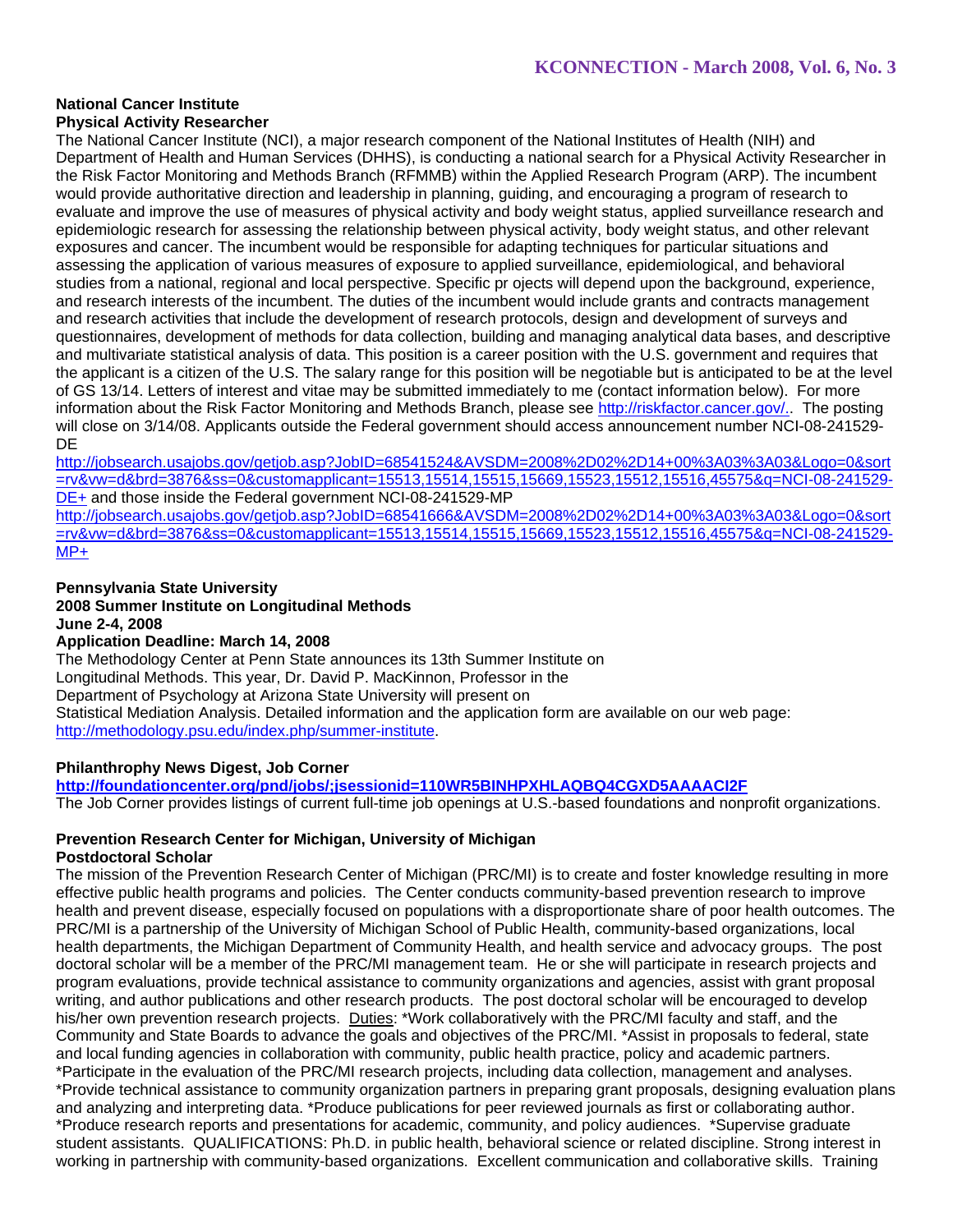**National Cancer Institute**
**Physical Activity Researcher**

The National Cancer Institute (NCI), a major research component of the National Institutes of Health (NIH) and Department of Health and Human Services (DHHS), is conducting a national search for a Physical Activity Researcher in the Risk Factor Monitoring and Methods Branch (RFMMB) within the Applied Research Program (ARP). The incumbent would provide authoritative direction and leadership in planning, guiding, and encouraging a program of research to evaluate and improve the use of measures of physical activity and body weight status, applied surveillance research and epidemiologic research for assessing the relationship between physical activity, body weight status, and other relevant exposures and cancer. The incumbent would be responsible for adapting techniques for particular situations and assessing the application of various measures of exposure to applied surveillance, epidemiological, and behavioral studies from a national, regional and local perspective. Specific pr ojects will depend upon the background, experience, and research interests of the incumbent. The duties of the incumbent would include grants and contracts management and research activities that include the development of research protocols, design and development of surveys and questionnaires, development of methods for data collection, building and managing analytical data bases, and descriptive and multivariate statistical analysis of data. This position is a career position with the U.S. government and requires that the applicant is a citizen of the U.S. The salary range for this position will be negotiable but is anticipated to be at the level of GS 13/14. Letters of interest and vitae may be submitted immediately to me (contact information below). For more information about the Risk Factor Monitoring and Methods Branch, please see http://riskfactor.cancer.gov/.. The posting will close on 3/14/08. Applicants outside the Federal government should access announcement number NCI-08-241529-DE
http://jobsearch.usajobs.gov/getjob.asp?JobID=68541524&AVSDM=2008%2D02%2D14+00%3A03%3A03&Logo=0&sort=rv&vw=d&brd=3876&ss=0&customapplicant=15513,15514,15515,15669,15523,15512,15516,45575&q=NCI-08-241529-DE+ and those inside the Federal government NCI-08-241529-MP
http://jobsearch.usajobs.gov/getjob.asp?JobID=68541666&AVSDM=2008%2D02%2D14+00%3A03%3A03&Logo=0&sort=rv&vw=d&brd=3876&ss=0&customapplicant=15513,15514,15515,15669,15523,15512,15516,45575&q=NCI-08-241529-MP+

**Pennsylvania State University**
**2008 Summer Institute on Longitudinal Methods**
**June 2-4, 2008**
**Application Deadline: March 14, 2008**

The Methodology Center at Penn State announces its 13th Summer Institute on Longitudinal Methods. This year, Dr. David P. MacKinnon, Professor in the Department of Psychology at Arizona State University will present on Statistical Mediation Analysis. Detailed information and the application form are available on our web page: http://methodology.psu.edu/index.php/summer-institute.

**Philanthrophy News Digest, Job Corner**
**http://foundationcenter.org/pnd/jobs/;jsessionid=110WR5BINHPXHLAQBQ4CGXD5AAAACI2F**

The Job Corner provides listings of current full-time job openings at U.S.-based foundations and nonprofit organizations.

**Prevention Research Center for Michigan, University of Michigan**
**Postdoctoral Scholar**

The mission of the Prevention Research Center of Michigan (PRC/MI) is to create and foster knowledge resulting in more effective public health programs and policies. The Center conducts community-based prevention research to improve health and prevent disease, especially focused on populations with a disproportionate share of poor health outcomes. The PRC/MI is a partnership of the University of Michigan School of Public Health, community-based organizations, local health departments, the Michigan Department of Community Health, and health service and advocacy groups. The post doctoral scholar will be a member of the PRC/MI management team. He or she will participate in research projects and program evaluations, provide technical assistance to community organizations and agencies, assist with grant proposal writing, and author publications and other research products. The post doctoral scholar will be encouraged to develop his/her own prevention research projects. Duties: *Work collaboratively with the PRC/MI faculty and staff, and the Community and State Boards to advance the goals and objectives of the PRC/MI. *Assist in proposals to federal, state and local funding agencies in collaboration with community, public health practice, policy and academic partners. *Participate in the evaluation of the PRC/MI research projects, including data collection, management and analyses. *Provide technical assistance to community organization partners in preparing grant proposals, designing evaluation plans and analyzing and interpreting data. *Produce publications for peer reviewed journals as first or collaborating author. *Produce research reports and presentations for academic, community, and policy audiences. *Supervise graduate student assistants. QUALIFICATIONS: Ph.D. in public health, behavioral science or related discipline. Strong interest in working in partnership with community-based organizations. Excellent communication and collaborative skills. Training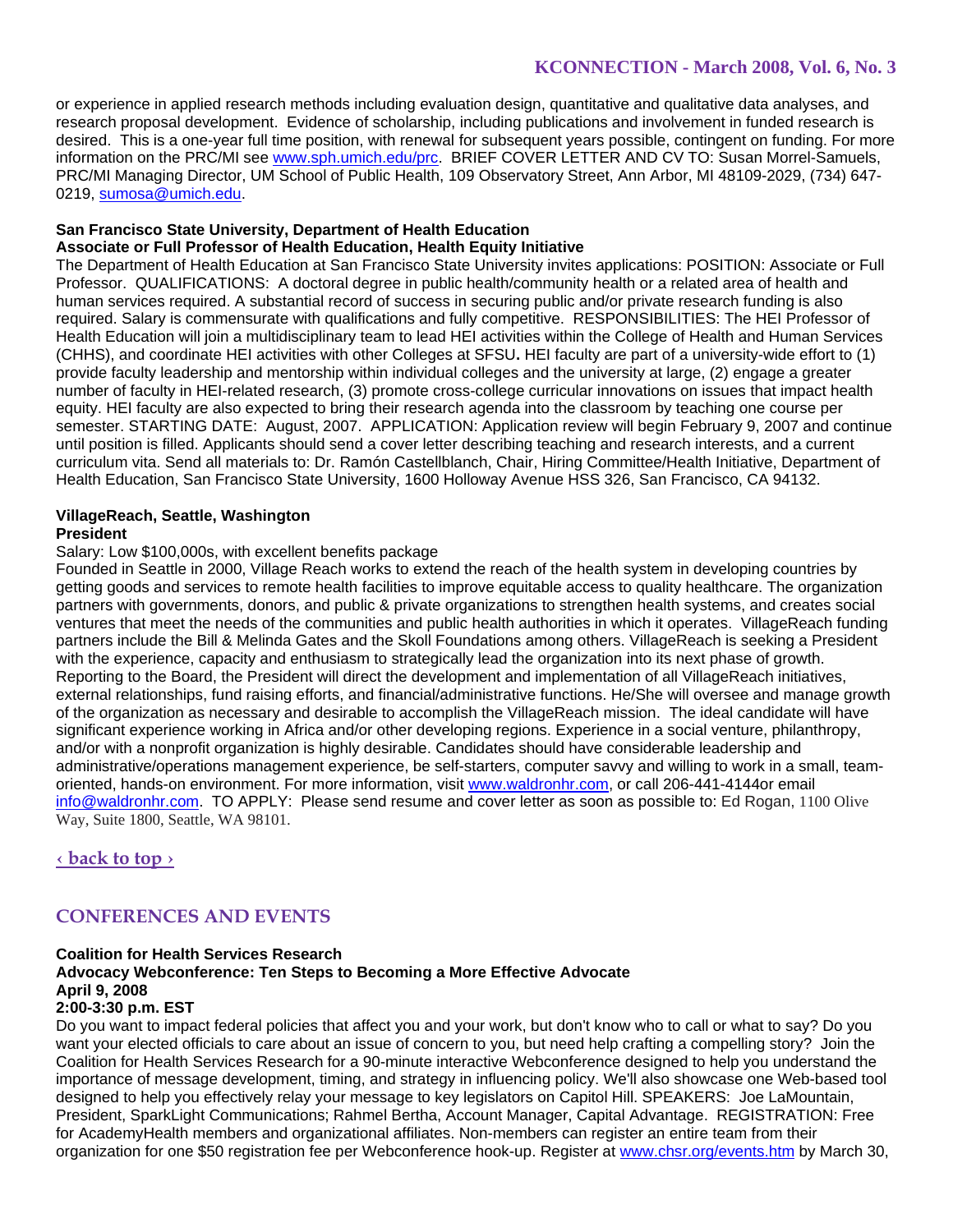or experience in applied research methods including evaluation design, quantitative and qualitative data analyses, and research proposal development. Evidence of scholarship, including publications and involvement in funded research is desired. This is a one-year full time position, with renewal for subsequent years possible, contingent on funding. For more information on the PRC/MI see www.sph.umich.edu/prc. BRIEF COVER LETTER AND CV TO: Susan Morrel-Samuels, PRC/MI Managing Director, UM School of Public Health, 109 Observatory Street, Ann Arbor, MI 48109-2029, (734) 647-0219, sumosa@umich.edu.

**San Francisco State University, Department of Health Education**
**Associate or Full Professor of Health Education, Health Equity Initiative**

The Department of Health Education at San Francisco State University invites applications: POSITION: Associate or Full Professor. QUALIFICATIONS: A doctoral degree in public health/community health or a related area of health and human services required. A substantial record of success in securing public and/or private research funding is also required. Salary is commensurate with qualifications and fully competitive. RESPONSIBILITIES: The HEI Professor of Health Education will join a multidisciplinary team to lead HEI activities within the College of Health and Human Services (CHHS), and coordinate HEI activities with other Colleges at SFSU**.** HEI faculty are part of a university-wide effort to (1) provide faculty leadership and mentorship within individual colleges and the university at large, (2) engage a greater number of faculty in HEI-related research, (3) promote cross-college curricular innovations on issues that impact health equity. HEI faculty are also expected to bring their research agenda into the classroom by teaching one course per semester. STARTING DATE: August, 2007. APPLICATION: Application review will begin February 9, 2007 and continue until position is filled. Applicants should send a cover letter describing teaching and research interests, and a current curriculum vita. Send all materials to: Dr. Ramón Castellblanch, Chair, Hiring Committee/Health Initiative, Department of Health Education, San Francisco State University, 1600 Holloway Avenue HSS 326, San Francisco, CA 94132.

**VillageReach, Seattle, Washington**
**President**

Salary: Low $100,000s, with excellent benefits package

Founded in Seattle in 2000, Village Reach works to extend the reach of the health system in developing countries by getting goods and services to remote health facilities to improve equitable access to quality healthcare. The organization partners with governments, donors, and public & private organizations to strengthen health systems, and creates social ventures that meet the needs of the communities and public health authorities in which it operates. VillageReach funding partners include the Bill & Melinda Gates and the Skoll Foundations among others. VillageReach is seeking a President with the experience, capacity and enthusiasm to strategically lead the organization into its next phase of growth. Reporting to the Board, the President will direct the development and implementation of all VillageReach initiatives, external relationships, fund raising efforts, and financial/administrative functions. He/She will oversee and manage growth of the organization as necessary and desirable to accomplish the VillageReach mission. The ideal candidate will have significant experience working in Africa and/or other developing regions. Experience in a social venture, philanthropy, and/or with a nonprofit organization is highly desirable. Candidates should have considerable leadership and administrative/operations management experience, be self-starters, computer savvy and willing to work in a small, team-oriented, hands-on environment. For more information, visit www.waldronhr.com, or call 206-441-4144or email info@waldronhr.com. TO APPLY: Please send resume and cover letter as soon as possible to: Ed Rogan, 1100 Olive Way, Suite 1800, Seattle, WA 98101.

**‹ back to top ›**

## CONFERENCES AND EVENTS

**Coalition for Health Services Research**
**Advocacy Webconference: Ten Steps to Becoming a More Effective Advocate**
**April 9, 2008**
**2:00-3:30 p.m. EST**

Do you want to impact federal policies that affect you and your work, but don't know who to call or what to say? Do you want your elected officials to care about an issue of concern to you, but need help crafting a compelling story? Join the Coalition for Health Services Research for a 90-minute interactive Webconference designed to help you understand the importance of message development, timing, and strategy in influencing policy. We'll also showcase one Web-based tool designed to help you effectively relay your message to key legislators on Capitol Hill. SPEAKERS: Joe LaMountain, President, SparkLight Communications; Rahmel Bertha, Account Manager, Capital Advantage. REGISTRATION: Free for AcademyHealth members and organizational affiliates. Non-members can register an entire team from their organization for one $50 registration fee per Webconference hook-up. Register at www.chsr.org/events.htm by March 30,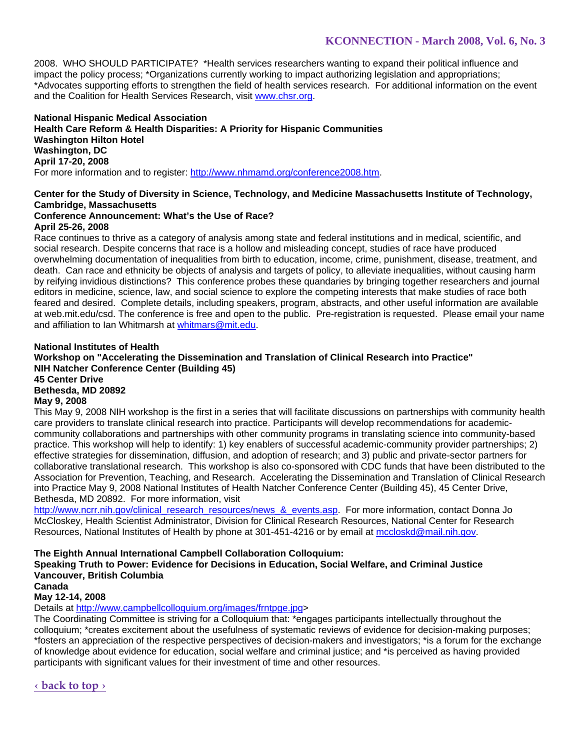2008. WHO SHOULD PARTICIPATE? *Health services researchers wanting to expand their political influence and impact the policy process; *Organizations currently working to impact authorizing legislation and appropriations; *Advocates supporting efforts to strengthen the field of health services research. For additional information on the event and the Coalition for Health Services Research, visit www.chsr.org.

**National Hispanic Medical Association**
**Health Care Reform & Health Disparities: A Priority for Hispanic Communities**
**Washington Hilton Hotel**
**Washington, DC**
**April 17-20, 2008**
For more information and to register: http://www.nhmamd.org/conference2008.htm.

**Center for the Study of Diversity in Science, Technology, and Medicine Massachusetts Institute of Technology, Cambridge, Massachusetts**
**Conference Announcement: What's the Use of Race?**
**April 25-26, 2008**
Race continues to thrive as a category of analysis among state and federal institutions and in medical, scientific, and social research. Despite concerns that race is a hollow and misleading concept, studies of race have produced overwhelming documentation of inequalities from birth to education, income, crime, punishment, disease, treatment, and death. Can race and ethnicity be objects of analysis and targets of policy, to alleviate inequalities, without causing harm by reifying invidious distinctions? This conference probes these quandaries by bringing together researchers and journal editors in medicine, science, law, and social science to explore the competing interests that make studies of race both feared and desired. Complete details, including speakers, program, abstracts, and other useful information are available at web.mit.edu/csd. The conference is free and open to the public. Pre-registration is requested. Please email your name and affiliation to Ian Whitmarsh at whitmars@mit.edu.

**National Institutes of Health**
**Workshop on "Accelerating the Dissemination and Translation of Clinical Research into Practice"**
**NIH Natcher Conference Center (Building 45)**
**45 Center Drive**
**Bethesda, MD 20892**
**May 9, 2008**
This May 9, 2008 NIH workshop is the first in a series that will facilitate discussions on partnerships with community health care providers to translate clinical research into practice. Participants will develop recommendations for academic-community collaborations and partnerships with other community programs in translating science into community-based practice. This workshop will help to identify: 1) key enablers of successful academic-community provider partnerships; 2) effective strategies for dissemination, diffusion, and adoption of research; and 3) public and private-sector partners for collaborative translational research. This workshop is also co-sponsored with CDC funds that have been distributed to the Association for Prevention, Teaching, and Research. Accelerating the Dissemination and Translation of Clinical Research into Practice May 9, 2008 National Institutes of Health Natcher Conference Center (Building 45), 45 Center Drive, Bethesda, MD 20892. For more information, visit http://www.ncrr.nih.gov/clinical_research_resources/news_&_events.asp. For more information, contact Donna Jo McCloskey, Health Scientist Administrator, Division for Clinical Research Resources, National Center for Research Resources, National Institutes of Health by phone at 301-451-4216 or by email at mccloskd@mail.nih.gov.

**The Eighth Annual International Campbell Collaboration Colloquium:**
**Speaking Truth to Power: Evidence for Decisions in Education, Social Welfare, and Criminal Justice**
**Vancouver, British Columbia**
**Canada**
**May 12-14, 2008**
Details at http://www.campbellcolloquium.org/images/frntpge.jpg>
The Coordinating Committee is striving for a Colloquium that: *engages participants intellectually throughout the colloquium; *creates excitement about the usefulness of systematic reviews of evidence for decision-making purposes; *fosters an appreciation of the respective perspectives of decision-makers and investigators; *is a forum for the exchange of knowledge about evidence for education, social welfare and criminal justice; and *is perceived as having provided participants with significant values for their investment of time and other resources.

‹ back to top ›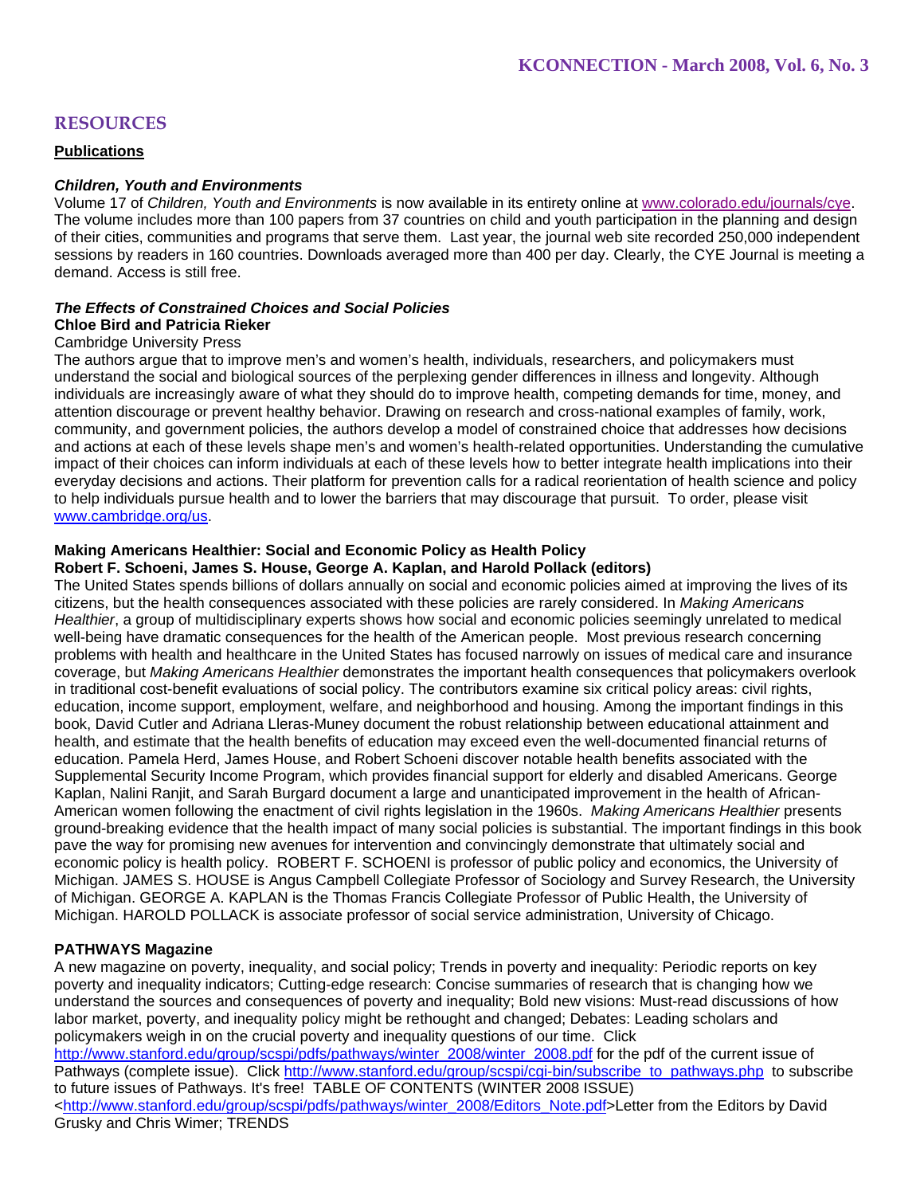## RESOURCES

### Publications

***Children, Youth and Environments***

Volume 17 of *Children, Youth and Environments* is now available in its entirety online at www.colorado.edu/journals/cye. The volume includes more than 100 papers from 37 countries on child and youth participation in the planning and design of their cities, communities and programs that serve them. Last year, the journal web site recorded 250,000 independent sessions by readers in 160 countries. Downloads averaged more than 400 per day. Clearly, the CYE Journal is meeting a demand. Access is still free.

***The Effects of Constrained Choices and Social Policies***
**Chloe Bird and Patricia Rieker**
Cambridge University Press

The authors argue that to improve men's and women's health, individuals, researchers, and policymakers must understand the social and biological sources of the perplexing gender differences in illness and longevity. Although individuals are increasingly aware of what they should do to improve health, competing demands for time, money, and attention discourage or prevent healthy behavior. Drawing on research and cross-national examples of family, work, community, and government policies, the authors develop a model of constrained choice that addresses how decisions and actions at each of these levels shape men's and women's health-related opportunities. Understanding the cumulative impact of their choices can inform individuals at each of these levels how to better integrate health implications into their everyday decisions and actions. Their platform for prevention calls for a radical reorientation of health science and policy to help individuals pursue health and to lower the barriers that may discourage that pursuit. To order, please visit www.cambridge.org/us.

**Making Americans Healthier: Social and Economic Policy as Health Policy**
**Robert F. Schoeni, James S. House, George A. Kaplan, and Harold Pollack (editors)**

The United States spends billions of dollars annually on social and economic policies aimed at improving the lives of its citizens, but the health consequences associated with these policies are rarely considered. In *Making Americans Healthier*, a group of multidisciplinary experts shows how social and economic policies seemingly unrelated to medical well-being have dramatic consequences for the health of the American people. Most previous research concerning problems with health and healthcare in the United States has focused narrowly on issues of medical care and insurance coverage, but *Making Americans Healthier* demonstrates the important health consequences that policymakers overlook in traditional cost-benefit evaluations of social policy. The contributors examine six critical policy areas: civil rights, education, income support, employment, welfare, and neighborhood and housing. Among the important findings in this book, David Cutler and Adriana Lleras-Muney document the robust relationship between educational attainment and health, and estimate that the health benefits of education may exceed even the well-documented financial returns of education. Pamela Herd, James House, and Robert Schoeni discover notable health benefits associated with the Supplemental Security Income Program, which provides financial support for elderly and disabled Americans. George Kaplan, Nalini Ranjit, and Sarah Burgard document a large and unanticipated improvement in the health of African-American women following the enactment of civil rights legislation in the 1960s. *Making Americans Healthier* presents ground-breaking evidence that the health impact of many social policies is substantial. The important findings in this book pave the way for promising new avenues for intervention and convincingly demonstrate that ultimately social and economic policy is health policy. ROBERT F. SCHOENI is professor of public policy and economics, the University of Michigan. JAMES S. HOUSE is Angus Campbell Collegiate Professor of Sociology and Survey Research, the University of Michigan. GEORGE A. KAPLAN is the Thomas Francis Collegiate Professor of Public Health, the University of Michigan. HAROLD POLLACK is associate professor of social service administration, University of Chicago.

**PATHWAYS Magazine**

A new magazine on poverty, inequality, and social policy; Trends in poverty and inequality: Periodic reports on key poverty and inequality indicators; Cutting-edge research: Concise summaries of research that is changing how we understand the sources and consequences of poverty and inequality; Bold new visions: Must-read discussions of how labor market, poverty, and inequality policy might be rethought and changed; Debates: Leading scholars and policymakers weigh in on the crucial poverty and inequality questions of our time. Click http://www.stanford.edu/group/scspi/pdfs/pathways/winter_2008/winter_2008.pdf for the pdf of the current issue of Pathways (complete issue). Click http://www.stanford.edu/group/scspi/cgi-bin/subscribe_to_pathways.php to subscribe to future issues of Pathways. It's free! TABLE OF CONTENTS (WINTER 2008 ISSUE) <http://www.stanford.edu/group/scspi/pdfs/pathways/winter_2008/Editors_Note.pdf>Letter from the Editors by David Grusky and Chris Wimer; TRENDS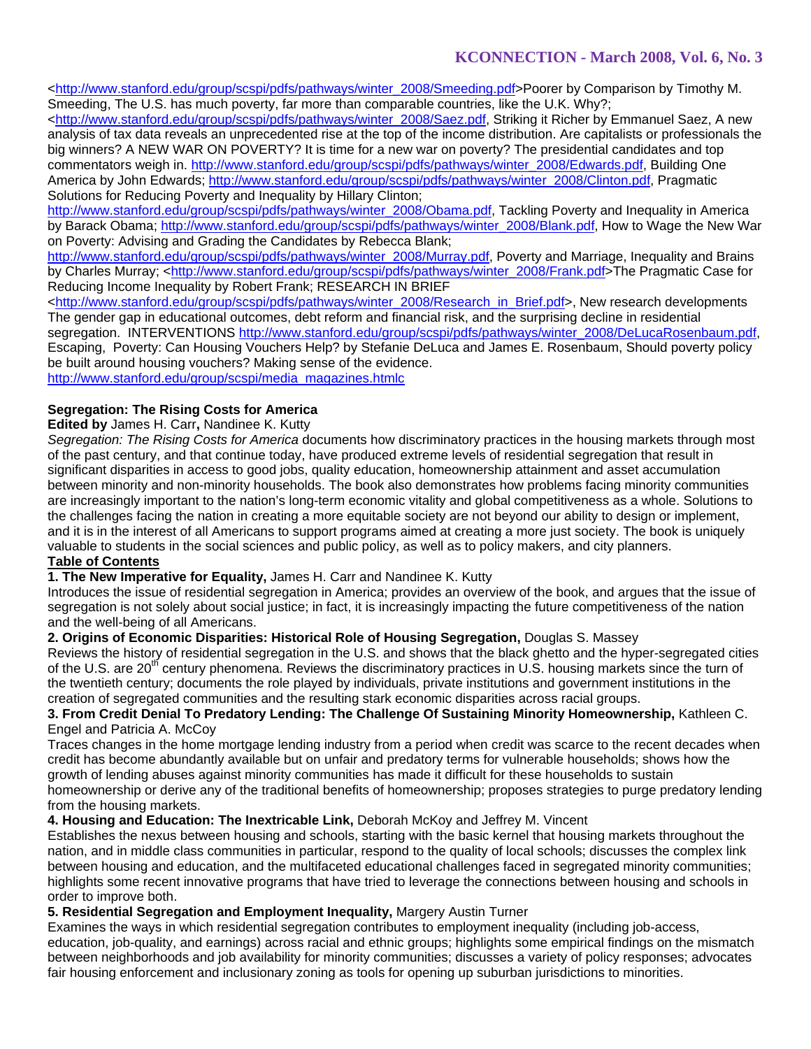<http://www.stanford.edu/group/scspi/pdfs/pathways/winter_2008/Smeeding.pdf>Poorer by Comparison by Timothy M. Smeeding, The U.S. has much poverty, far more than comparable countries, like the U.K. Why?; <http://www.stanford.edu/group/scspi/pdfs/pathways/winter_2008/Saez.pdf, Striking it Richer by Emmanuel Saez, A new analysis of tax data reveals an unprecedented rise at the top of the income distribution. Are capitalists or professionals the big winners? A NEW WAR ON POVERTY? It is time for a new war on poverty? The presidential candidates and top commentators weigh in. http://www.stanford.edu/group/scspi/pdfs/pathways/winter_2008/Edwards.pdf, Building One America by John Edwards; http://www.stanford.edu/group/scspi/pdfs/pathways/winter_2008/Clinton.pdf, Pragmatic Solutions for Reducing Poverty and Inequality by Hillary Clinton; http://www.stanford.edu/group/scspi/pdfs/pathways/winter_2008/Obama.pdf, Tackling Poverty and Inequality in America by Barack Obama; http://www.stanford.edu/group/scspi/pdfs/pathways/winter_2008/Blank.pdf, How to Wage the New War on Poverty: Advising and Grading the Candidates by Rebecca Blank; http://www.stanford.edu/group/scspi/pdfs/pathways/winter_2008/Murray.pdf, Poverty and Marriage, Inequality and Brains by Charles Murray; <http://www.stanford.edu/group/scspi/pdfs/pathways/winter_2008/Frank.pdf>The Pragmatic Case for Reducing Income Inequality by Robert Frank; RESEARCH IN BRIEF <http://www.stanford.edu/group/scspi/pdfs/pathways/winter_2008/Research_in_Brief.pdf>, New research developments The gender gap in educational outcomes, debt reform and financial risk, and the surprising decline in residential segregation. INTERVENTIONS http://www.stanford.edu/group/scspi/pdfs/pathways/winter_2008/DeLucaRosenbaum.pdf, Escaping, Poverty: Can Housing Vouchers Help? by Stefanie DeLuca and James E. Rosenbaum, Should poverty policy be built around housing vouchers? Making sense of the evidence.
http://www.stanford.edu/group/scspi/media_magazines.htmlc

**Segregation: The Rising Costs for America**

**Edited by** James H. Carr**,** Nandinee K. Kutty

*Segregation: The Rising Costs for America* documents how discriminatory practices in the housing markets through most of the past century, and that continue today, have produced extreme levels of residential segregation that result in significant disparities in access to good jobs, quality education, homeownership attainment and asset accumulation between minority and non-minority households. The book also demonstrates how problems facing minority communities are increasingly important to the nation's long-term economic vitality and global competitiveness as a whole. Solutions to the challenges facing the nation in creating a more equitable society are not beyond our ability to design or implement, and it is in the interest of all Americans to support programs aimed at creating a more just society. The book is uniquely valuable to students in the social sciences and public policy, as well as to policy makers, and city planners.

**Table of Contents**

**1. The New Imperative for Equality,** James H. Carr and Nandinee K. Kutty

Introduces the issue of residential segregation in America; provides an overview of the book, and argues that the issue of segregation is not solely about social justice; in fact, it is increasingly impacting the future competitiveness of the nation and the well-being of all Americans.

**2. Origins of Economic Disparities: Historical Role of Housing Segregation,** Douglas S. Massey

Reviews the history of residential segregation in the U.S. and shows that the black ghetto and the hyper-segregated cities of the U.S. are 20th century phenomena. Reviews the discriminatory practices in U.S. housing markets since the turn of the twentieth century; documents the role played by individuals, private institutions and government institutions in the creation of segregated communities and the resulting stark economic disparities across racial groups.

**3. From Credit Denial To Predatory Lending: The Challenge Of Sustaining Minority Homeownership,** Kathleen C. Engel and Patricia A. McCoy

Traces changes in the home mortgage lending industry from a period when credit was scarce to the recent decades when credit has become abundantly available but on unfair and predatory terms for vulnerable households; shows how the growth of lending abuses against minority communities has made it difficult for these households to sustain homeownership or derive any of the traditional benefits of homeownership; proposes strategies to purge predatory lending from the housing markets.

**4. Housing and Education: The Inextricable Link,** Deborah McKoy and Jeffrey M. Vincent

Establishes the nexus between housing and schools, starting with the basic kernel that housing markets throughout the nation, and in middle class communities in particular, respond to the quality of local schools; discusses the complex link between housing and education, and the multifaceted educational challenges faced in segregated minority communities; highlights some recent innovative programs that have tried to leverage the connections between housing and schools in order to improve both.

**5. Residential Segregation and Employment Inequality,** Margery Austin Turner

Examines the ways in which residential segregation contributes to employment inequality (including job-access, education, job-quality, and earnings) across racial and ethnic groups; highlights some empirical findings on the mismatch between neighborhoods and job availability for minority communities; discusses a variety of policy responses; advocates fair housing enforcement and inclusionary zoning as tools for opening up suburban jurisdictions to minorities.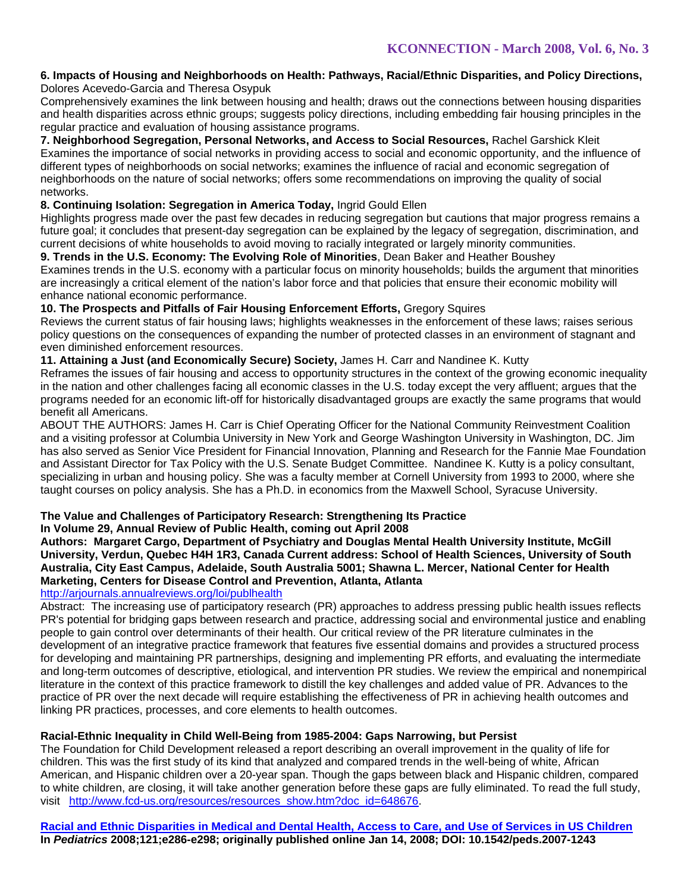**6. Impacts of Housing and Neighborhoods on Health: Pathways, Racial/Ethnic Disparities, and Policy Directions,** Dolores Acevedo-Garcia and Theresa Osypuk

Comprehensively examines the link between housing and health; draws out the connections between housing disparities and health disparities across ethnic groups; suggests policy directions, including embedding fair housing principles in the regular practice and evaluation of housing assistance programs.

**7. Neighborhood Segregation, Personal Networks, and Access to Social Resources,** Rachel Garshick Kleit

Examines the importance of social networks in providing access to social and economic opportunity, and the influence of different types of neighborhoods on social networks; examines the influence of racial and economic segregation of neighborhoods on the nature of social networks; offers some recommendations on improving the quality of social networks.

**8. Continuing Isolation: Segregation in America Today,** Ingrid Gould Ellen

Highlights progress made over the past few decades in reducing segregation but cautions that major progress remains a future goal; it concludes that present-day segregation can be explained by the legacy of segregation, discrimination, and current decisions of white households to avoid moving to racially integrated or largely minority communities.

**9. Trends in the U.S. Economy: The Evolving Role of Minorities**, Dean Baker and Heather Boushey

Examines trends in the U.S. economy with a particular focus on minority households; builds the argument that minorities are increasingly a critical element of the nation's labor force and that policies that ensure their economic mobility will enhance national economic performance.

**10. The Prospects and Pitfalls of Fair Housing Enforcement Efforts,** Gregory Squires

Reviews the current status of fair housing laws; highlights weaknesses in the enforcement of these laws; raises serious policy questions on the consequences of expanding the number of protected classes in an environment of stagnant and even diminished enforcement resources.

**11. Attaining a Just (and Economically Secure) Society,** James H. Carr and Nandinee K. Kutty

Reframes the issues of fair housing and access to opportunity structures in the context of the growing economic inequality in the nation and other challenges facing all economic classes in the U.S. today except the very affluent; argues that the programs needed for an economic lift-off for historically disadvantaged groups are exactly the same programs that would benefit all Americans.

ABOUT THE AUTHORS: James H. Carr is Chief Operating Officer for the National Community Reinvestment Coalition and a visiting professor at Columbia University in New York and George Washington University in Washington, DC. Jim has also served as Senior Vice President for Financial Innovation, Planning and Research for the Fannie Mae Foundation and Assistant Director for Tax Policy with the U.S. Senate Budget Committee. Nandinee K. Kutty is a policy consultant, specializing in urban and housing policy. She was a faculty member at Cornell University from 1993 to 2000, where she taught courses on policy analysis. She has a Ph.D. in economics from the Maxwell School, Syracuse University.

**The Value and Challenges of Participatory Research: Strengthening Its Practice**
**In Volume 29, Annual Review of Public Health, coming out April 2008**
**Authors: Margaret Cargo, Department of Psychiatry and Douglas Mental Health University Institute, McGill University, Verdun, Quebec H4H 1R3, Canada Current address: School of Health Sciences, University of South Australia, City East Campus, Adelaide, South Australia 5001; Shawna L. Mercer, National Center for Health Marketing, Centers for Disease Control and Prevention, Atlanta, Atlanta**

http://arjournals.annualreviews.org/loi/publhealth

Abstract: The increasing use of participatory research (PR) approaches to address pressing public health issues reflects PR's potential for bridging gaps between research and practice, addressing social and environmental justice and enabling people to gain control over determinants of their health. Our critical review of the PR literature culminates in the development of an integrative practice framework that features five essential domains and provides a structured process for developing and maintaining PR partnerships, designing and implementing PR efforts, and evaluating the intermediate and long-term outcomes of descriptive, etiological, and intervention PR studies. We review the empirical and nonempirical literature in the context of this practice framework to distill the key challenges and added value of PR. Advances to the practice of PR over the next decade will require establishing the effectiveness of PR in achieving health outcomes and linking PR practices, processes, and core elements to health outcomes.

**Racial-Ethnic Inequality in Child Well-Being from 1985-2004: Gaps Narrowing, but Persist**

The Foundation for Child Development released a report describing an overall improvement in the quality of life for children. This was the first study of its kind that analyzed and compared trends in the well-being of white, African American, and Hispanic children over a 20-year span. Though the gaps between black and Hispanic children, compared to white children, are closing, it will take another generation before these gaps are fully eliminated. To read the full study, visit http://www.fcd-us.org/resources/resources_show.htm?doc_id=648676.

**Racial and Ethnic Disparities in Medical and Dental Health, Access to Care, and Use of Services in US Children**
**In *Pediatrics* 2008;121;e286-e298; originally published online Jan 14, 2008; DOI: 10.1542/peds.2007-1243**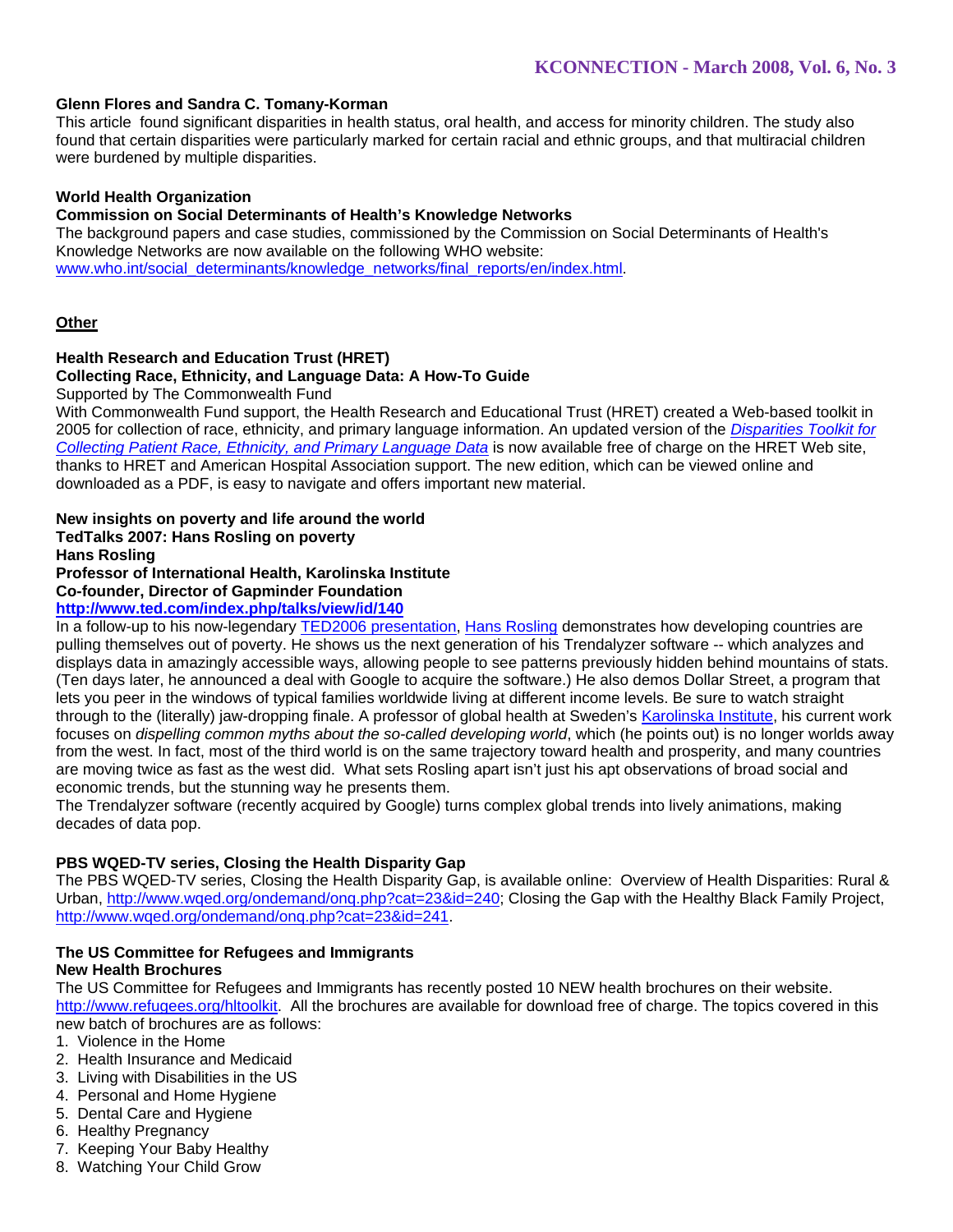**Glenn Flores and Sandra C. Tomany-Korman**
This article found significant disparities in health status, oral health, and access for minority children. The study also found that certain disparities were particularly marked for certain racial and ethnic groups, and that multiracial children were burdened by multiple disparities.

**World Health Organization**
**Commission on Social Determinants of Health's Knowledge Networks**
The background papers and case studies, commissioned by the Commission on Social Determinants of Health's Knowledge Networks are now available on the following WHO website:
www.who.int/social_determinants/knowledge_networks/final_reports/en/index.html.

## Other

**Health Research and Education Trust (HRET)**
**Collecting Race, Ethnicity, and Language Data: A How-To Guide**
Supported by The Commonwealth Fund
With Commonwealth Fund support, the Health Research and Educational Trust (HRET) created a Web-based toolkit in 2005 for collection of race, ethnicity, and primary language information. An updated version of the *Disparities Toolkit for Collecting Patient Race, Ethnicity, and Primary Language Data* is now available free of charge on the HRET Web site, thanks to HRET and American Hospital Association support. The new edition, which can be viewed online and downloaded as a PDF, is easy to navigate and offers important new material.

**New insights on poverty and life around the world**
**TedTalks 2007: Hans Rosling on poverty**
**Hans Rosling**
**Professor of International Health, Karolinska Institute**
**Co-founder, Director of Gapminder Foundation**
**http://www.ted.com/index.php/talks/view/id/140**
In a follow-up to his now-legendary TED2006 presentation, Hans Rosling demonstrates how developing countries are pulling themselves out of poverty. He shows us the next generation of his Trendalyzer software -- which analyzes and displays data in amazingly accessible ways, allowing people to see patterns previously hidden behind mountains of stats. (Ten days later, he announced a deal with Google to acquire the software.) He also demos Dollar Street, a program that lets you peer in the windows of typical families worldwide living at different income levels. Be sure to watch straight through to the (literally) jaw-dropping finale. A professor of global health at Sweden's Karolinska Institute, his current work focuses on *dispelling common myths about the so-called developing world*, which (he points out) is no longer worlds away from the west. In fact, most of the third world is on the same trajectory toward health and prosperity, and many countries are moving twice as fast as the west did. What sets Rosling apart isn't just his apt observations of broad social and economic trends, but the stunning way he presents them.
The Trendalyzer software (recently acquired by Google) turns complex global trends into lively animations, making decades of data pop.

**PBS WQED-TV series, Closing the Health Disparity Gap**
The PBS WQED-TV series, Closing the Health Disparity Gap, is available online: Overview of Health Disparities: Rural & Urban, http://www.wqed.org/ondemand/onq.php?cat=23&id=240; Closing the Gap with the Healthy Black Family Project, http://www.wqed.org/ondemand/onq.php?cat=23&id=241.

**The US Committee for Refugees and Immigrants**
**New Health Brochures**
The US Committee for Refugees and Immigrants has recently posted 10 NEW health brochures on their website. http://www.refugees.org/hltoolkit. All the brochures are available for download free of charge. The topics covered in this new batch of brochures are as follows:

1. Violence in the Home
2. Health Insurance and Medicaid
3. Living with Disabilities in the US
4. Personal and Home Hygiene
5. Dental Care and Hygiene
6. Healthy Pregnancy
7. Keeping Your Baby Healthy
8. Watching Your Child Grow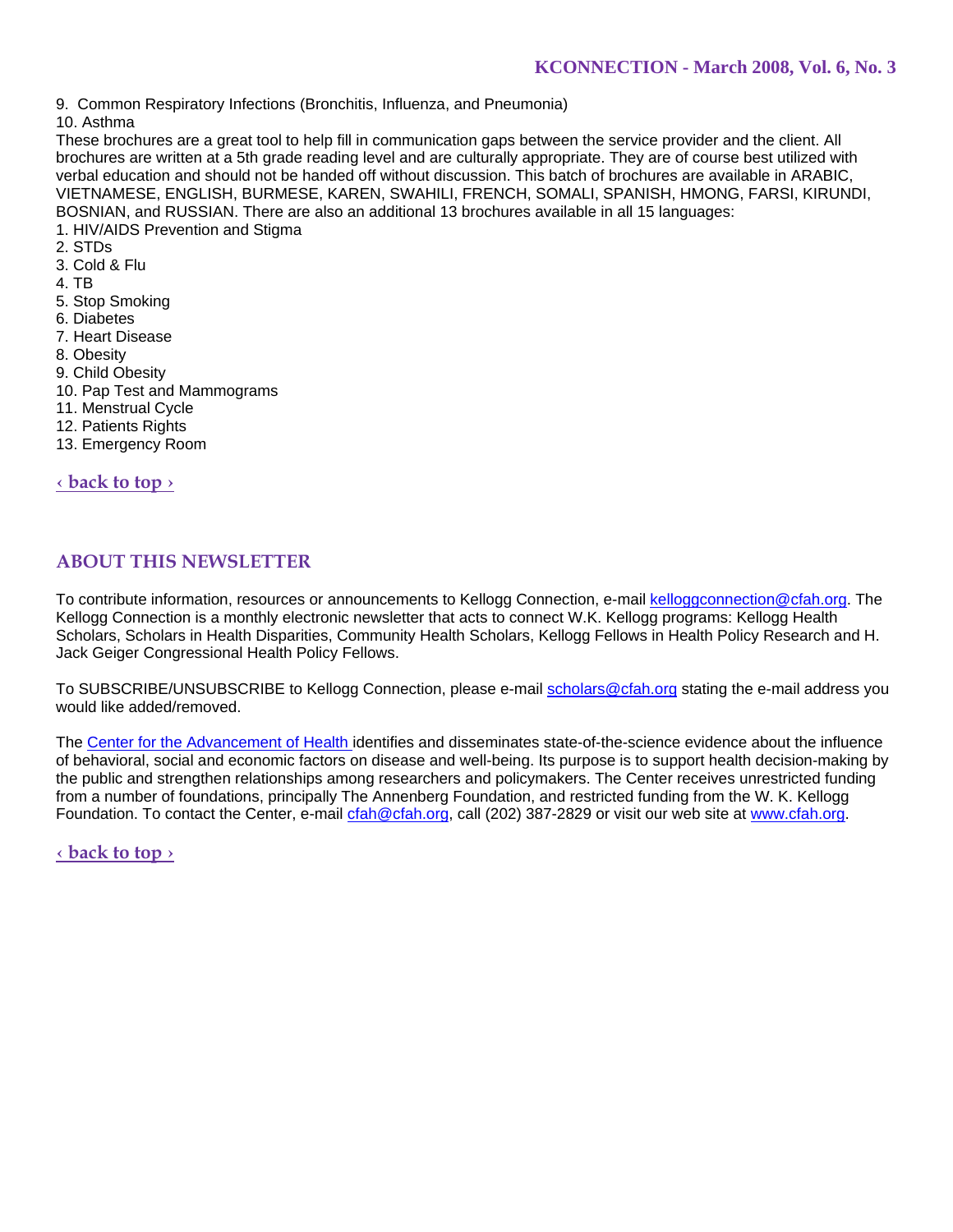9. Common Respiratory Infections (Bronchitis, Influenza, and Pneumonia)
10. Asthma

These brochures are a great tool to help fill in communication gaps between the service provider and the client. All brochures are written at a 5th grade reading level and are culturally appropriate. They are of course best utilized with verbal education and should not be handed off without discussion. This batch of brochures are available in ARABIC, VIETNAMESE, ENGLISH, BURMESE, KAREN, SWAHILI, FRENCH, SOMALI, SPANISH, HMONG, FARSI, KIRUNDI, BOSNIAN, and RUSSIAN. There are also an additional 13 brochures available in all 15 languages:

1. HIV/AIDS Prevention and Stigma
2. STDs
3. Cold & Flu
4. TB
5. Stop Smoking
6. Diabetes
7. Heart Disease
8. Obesity
9. Child Obesity
10. Pap Test and Mammograms
11. Menstrual Cycle
12. Patients Rights
13. Emergency Room

‹ back to top ›

## ABOUT THIS NEWSLETTER

To contribute information, resources or announcements to Kellogg Connection, e-mail kelloggconnection@cfah.org. The Kellogg Connection is a monthly electronic newsletter that acts to connect W.K. Kellogg programs: Kellogg Health Scholars, Scholars in Health Disparities, Community Health Scholars, Kellogg Fellows in Health Policy Research and H. Jack Geiger Congressional Health Policy Fellows.

To SUBSCRIBE/UNSUBSCRIBE to Kellogg Connection, please e-mail scholars@cfah.org stating the e-mail address you would like added/removed.

The Center for the Advancement of Health identifies and disseminates state-of-the-science evidence about the influence of behavioral, social and economic factors on disease and well-being. Its purpose is to support health decision-making by the public and strengthen relationships among researchers and policymakers. The Center receives unrestricted funding from a number of foundations, principally The Annenberg Foundation, and restricted funding from the W. K. Kellogg Foundation. To contact the Center, e-mail cfah@cfah.org, call (202) 387-2829 or visit our web site at www.cfah.org.

‹ back to top ›